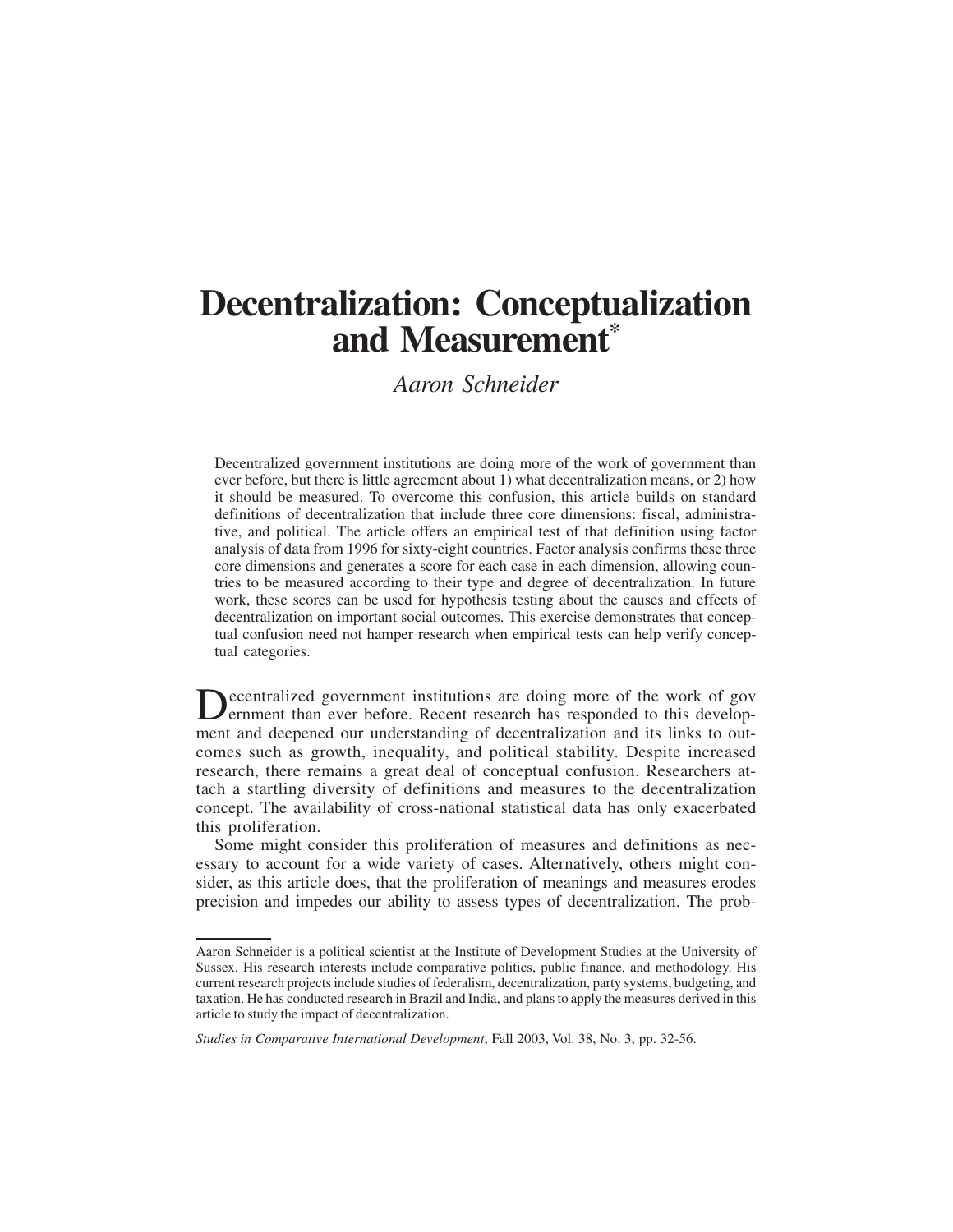# Decentralization: Conceptualization and Measurement*

*Aaron Schneider*

Decentralized government institutions are doing more of the work of government than ever before, but there is little agreement about 1) what decentralization means, or 2) how it should be measured. To overcome this confusion, this article builds on standard definitions of decentralization that include three core dimensions: fiscal, administrative, and political. The article offers an empirical test of that definition using factor analysis of data from 1996 for sixty-eight countries. Factor analysis confirms these three core dimensions and generates a score for each case in each dimension, allowing countries to be measured according to their type and degree of decentralization. In future work, these scores can be used for hypothesis testing about the causes and effects of decentralization on important social outcomes. This exercise demonstrates that conceptual confusion need not hamper research when empirical tests can help verify conceptual categories.

Decentralized government institutions are doing more of the work of government than ever before. Recent research has responded to this development and deepened our understanding of decentralization and its links to outcomes such as growth, inequality, and political stability. Despite increased research, there remains a great deal of conceptual confusion. Researchers attach a startling diversity of definitions and measures to the decentralization concept. The availability of cross-national statistical data has only exacerbated this proliferation.

Some might consider this proliferation of measures and definitions as necessary to account for a wide variety of cases. Alternatively, others might consider, as this article does, that the proliferation of meanings and measures erodes precision and impedes our ability to assess types of decentralization. The prob-

---

Aaron Schneider is a political scientist at the Institute of Development Studies at the University of Sussex. His research interests include comparative politics, public finance, and methodology. His current research projects include studies of federalism, decentralization, party systems, budgeting, and taxation. He has conducted research in Brazil and India, and plans to apply the measures derived in this article to study the impact of decentralization.

*Studies in Comparative International Development*, Fall 2003, Vol. 38, No. 3, pp. 32-56.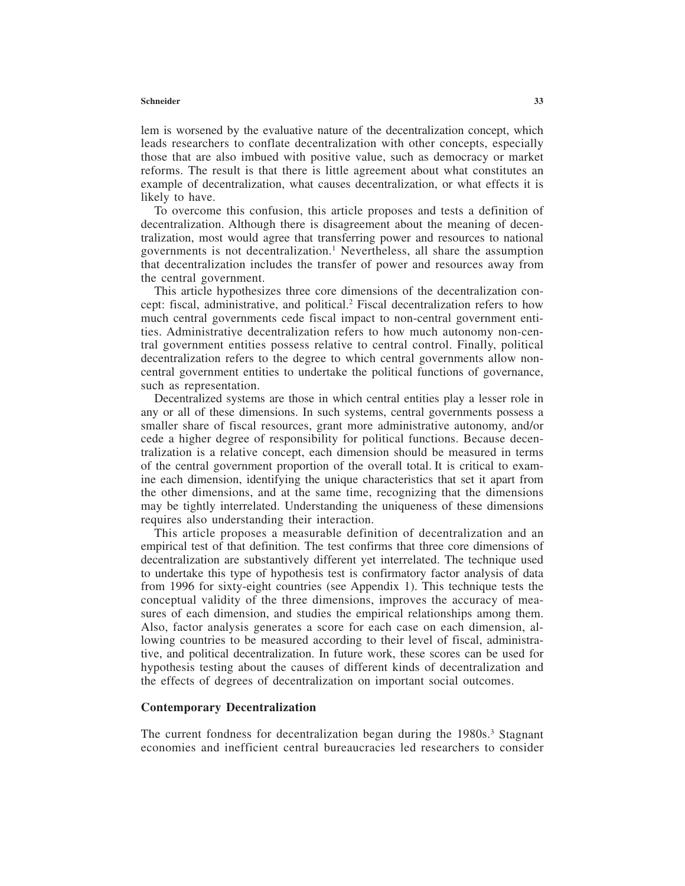lem is worsened by the evaluative nature of the decentralization concept, which leads researchers to conflate decentralization with other concepts, especially those that are also imbued with positive value, such as democracy or market reforms. The result is that there is little agreement about what constitutes an example of decentralization, what causes decentralization, or what effects it is likely to have.

To overcome this confusion, this article proposes and tests a definition of decentralization. Although there is disagreement about the meaning of decentralization, most would agree that transferring power and resources to national governments is not decentralization.[1] Nevertheless, all share the assumption that decentralization includes the transfer of power and resources away from the central government.

This article hypothesizes three core dimensions of the decentralization concept: fiscal, administrative, and political.[2] Fiscal decentralization refers to how much central governments cede fiscal impact to non-central government entities. Administrative decentralization refers to how much autonomy non-central government entities possess relative to central control. Finally, political decentralization refers to the degree to which central governments allow non-central government entities to undertake the political functions of governance, such as representation.

Decentralized systems are those in which central entities play a lesser role in any or all of these dimensions. In such systems, central governments possess a smaller share of fiscal resources, grant more administrative autonomy, and/or cede a higher degree of responsibility for political functions. Because decentralization is a relative concept, each dimension should be measured in terms of the central government proportion of the overall total. It is critical to examine each dimension, identifying the unique characteristics that set it apart from the other dimensions, and at the same time, recognizing that the dimensions may be tightly interrelated. Understanding the uniqueness of these dimensions requires also understanding their interaction.

This article proposes a measurable definition of decentralization and an empirical test of that definition. The test confirms that three core dimensions of decentralization are substantively different yet interrelated. The technique used to undertake this type of hypothesis test is confirmatory factor analysis of data from 1996 for sixty-eight countries (see Appendix 1). This technique tests the conceptual validity of the three dimensions, improves the accuracy of measures of each dimension, and studies the empirical relationships among them. Also, factor analysis generates a score for each case on each dimension, allowing countries to be measured according to their level of fiscal, administrative, and political decentralization. In future work, these scores can be used for hypothesis testing about the causes of different kinds of decentralization and the effects of degrees of decentralization on important social outcomes.

## Contemporary Decentralization

The current fondness for decentralization began during the 1980s.[3] Stagnant economies and inefficient central bureaucracies led researchers to consider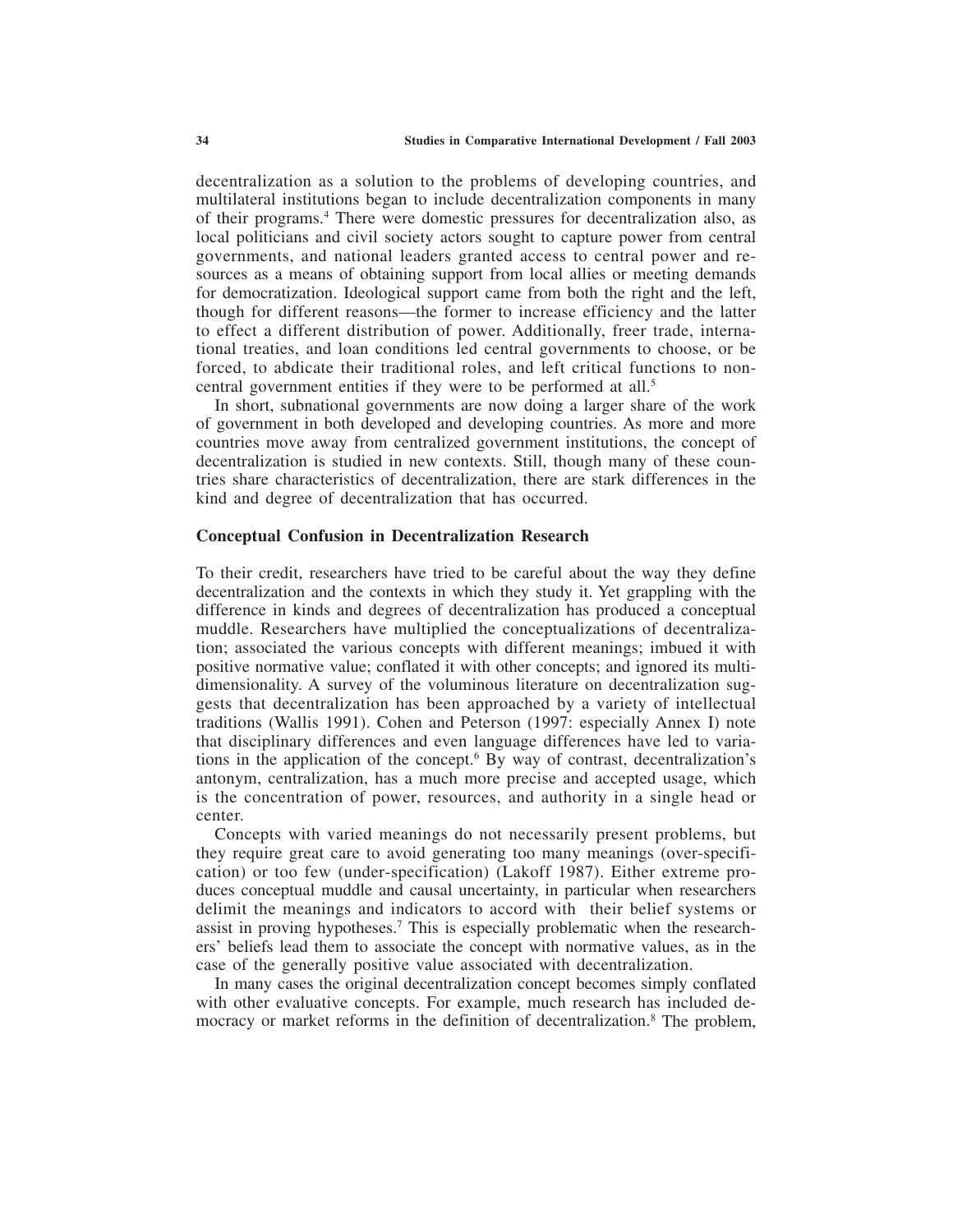decentralization as a solution to the problems of developing countries, and multilateral institutions began to include decentralization components in many of their programs.[4] There were domestic pressures for decentralization also, as local politicians and civil society actors sought to capture power from central governments, and national leaders granted access to central power and resources as a means of obtaining support from local allies or meeting demands for democratization. Ideological support came from both the right and the left, though for different reasons—the former to increase efficiency and the latter to effect a different distribution of power. Additionally, freer trade, international treaties, and loan conditions led central governments to choose, or be forced, to abdicate their traditional roles, and left critical functions to non-central government entities if they were to be performed at all.[5]

In short, subnational governments are now doing a larger share of the work of government in both developed and developing countries. As more and more countries move away from centralized government institutions, the concept of decentralization is studied in new contexts. Still, though many of these countries share characteristics of decentralization, there are stark differences in the kind and degree of decentralization that has occurred.

## Conceptual Confusion in Decentralization Research

To their credit, researchers have tried to be careful about the way they define decentralization and the contexts in which they study it. Yet grappling with the difference in kinds and degrees of decentralization has produced a conceptual muddle. Researchers have multiplied the conceptualizations of decentralization; associated the various concepts with different meanings; imbued it with positive normative value; conflated it with other concepts; and ignored its multidimensionality. A survey of the voluminous literature on decentralization suggests that decentralization has been approached by a variety of intellectual traditions (Wallis 1991). Cohen and Peterson (1997: especially Annex I) note that disciplinary differences and even language differences have led to variations in the application of the concept.[6] By way of contrast, decentralization's antonym, centralization, has a much more precise and accepted usage, which is the concentration of power, resources, and authority in a single head or center.

Concepts with varied meanings do not necessarily present problems, but they require great care to avoid generating too many meanings (over-specification) or too few (under-specification) (Lakoff 1987). Either extreme produces conceptual muddle and causal uncertainty, in particular when researchers delimit the meanings and indicators to accord with their belief systems or assist in proving hypotheses.[7] This is especially problematic when the researchers' beliefs lead them to associate the concept with normative values, as in the case of the generally positive value associated with decentralization.

In many cases the original decentralization concept becomes simply conflated with other evaluative concepts. For example, much research has included democracy or market reforms in the definition of decentralization.[8] The problem,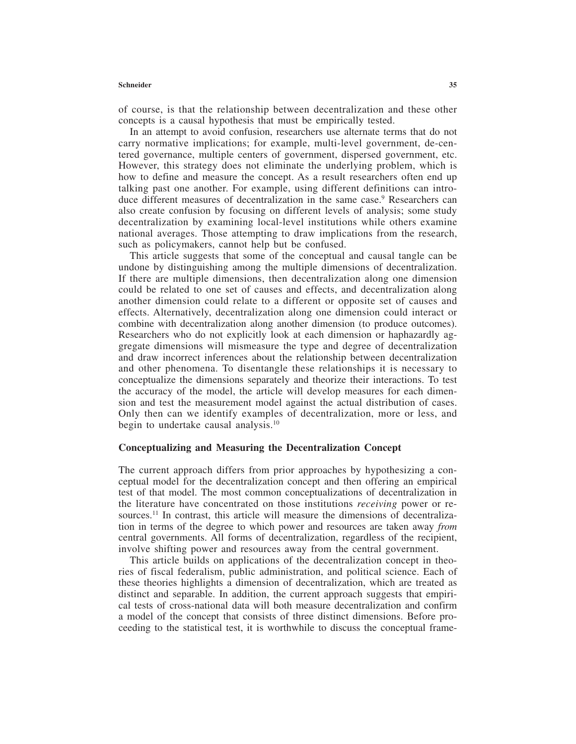of course, is that the relationship between decentralization and these other concepts is a causal hypothesis that must be empirically tested.

In an attempt to avoid confusion, researchers use alternate terms that do not carry normative implications; for example, multi-level government, de-centered governance, multiple centers of government, dispersed government, etc. However, this strategy does not eliminate the underlying problem, which is how to define and measure the concept. As a result researchers often end up talking past one another. For example, using different definitions can introduce different measures of decentralization in the same case.[9] Researchers can also create confusion by focusing on different levels of analysis; some study decentralization by examining local-level institutions while others examine national averages. Those attempting to draw implications from the research, such as policymakers, cannot help but be confused.

This article suggests that some of the conceptual and causal tangle can be undone by distinguishing among the multiple dimensions of decentralization. If there are multiple dimensions, then decentralization along one dimension could be related to one set of causes and effects, and decentralization along another dimension could relate to a different or opposite set of causes and effects. Alternatively, decentralization along one dimension could interact or combine with decentralization along another dimension (to produce outcomes). Researchers who do not explicitly look at each dimension or haphazardly aggregate dimensions will mismeasure the type and degree of decentralization and draw incorrect inferences about the relationship between decentralization and other phenomena. To disentangle these relationships it is necessary to conceptualize the dimensions separately and theorize their interactions. To test the accuracy of the model, the article will develop measures for each dimension and test the measurement model against the actual distribution of cases. Only then can we identify examples of decentralization, more or less, and begin to undertake causal analysis.[10]

## Conceptualizing and Measuring the Decentralization Concept

The current approach differs from prior approaches by hypothesizing a conceptual model for the decentralization concept and then offering an empirical test of that model. The most common conceptualizations of decentralization in the literature have concentrated on those institutions *receiving* power or resources.[11] In contrast, this article will measure the dimensions of decentralization in terms of the degree to which power and resources are taken away *from* central governments. All forms of decentralization, regardless of the recipient, involve shifting power and resources away from the central government.

This article builds on applications of the decentralization concept in theories of fiscal federalism, public administration, and political science. Each of these theories highlights a dimension of decentralization, which are treated as distinct and separable. In addition, the current approach suggests that empirical tests of cross-national data will both measure decentralization and confirm a model of the concept that consists of three distinct dimensions. Before proceeding to the statistical test, it is worthwhile to discuss the conceptual frame-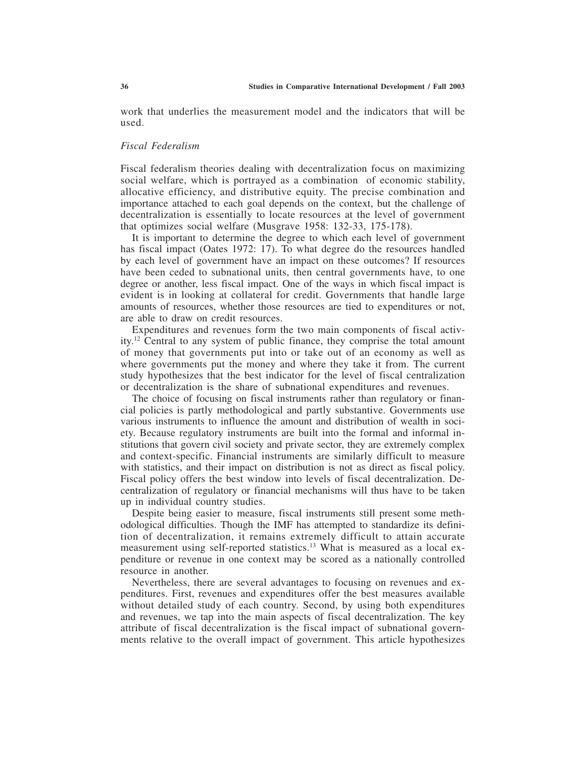work that underlies the measurement model and the indicators that will be used.

### *Fiscal Federalism*

Fiscal federalism theories dealing with decentralization focus on maximizing social welfare, which is portrayed as a combination of economic stability, allocative efficiency, and distributive equity. The precise combination and importance attached to each goal depends on the context, but the challenge of decentralization is essentially to locate resources at the level of government that optimizes social welfare (Musgrave 1958: 132-33, 175-178).

It is important to determine the degree to which each level of government has fiscal impact (Oates 1972: 17). To what degree do the resources handled by each level of government have an impact on these outcomes? If resources have been ceded to subnational units, then central governments have, to one degree or another, less fiscal impact. One of the ways in which fiscal impact is evident is in looking at collateral for credit. Governments that handle large amounts of resources, whether those resources are tied to expenditures or not, are able to draw on credit resources.

Expenditures and revenues form the two main components of fiscal activity.[12] Central to any system of public finance, they comprise the total amount of money that governments put into or take out of an economy as well as where governments put the money and where they take it from. The current study hypothesizes that the best indicator for the level of fiscal centralization or decentralization is the share of subnational expenditures and revenues.

The choice of focusing on fiscal instruments rather than regulatory or financial policies is partly methodological and partly substantive. Governments use various instruments to influence the amount and distribution of wealth in society. Because regulatory instruments are built into the formal and informal institutions that govern civil society and private sector, they are extremely complex and context-specific. Financial instruments are similarly difficult to measure with statistics, and their impact on distribution is not as direct as fiscal policy. Fiscal policy offers the best window into levels of fiscal decentralization. Decentralization of regulatory or financial mechanisms will thus have to be taken up in individual country studies.

Despite being easier to measure, fiscal instruments still present some methodological difficulties. Though the IMF has attempted to standardize its definition of decentralization, it remains extremely difficult to attain accurate measurement using self-reported statistics.[13] What is measured as a local expenditure or revenue in one context may be scored as a nationally controlled resource in another.

Nevertheless, there are several advantages to focusing on revenues and expenditures. First, revenues and expenditures offer the best measures available without detailed study of each country. Second, by using both expenditures and revenues, we tap into the main aspects of fiscal decentralization. The key attribute of fiscal decentralization is the fiscal impact of subnational governments relative to the overall impact of government. This article hypothesizes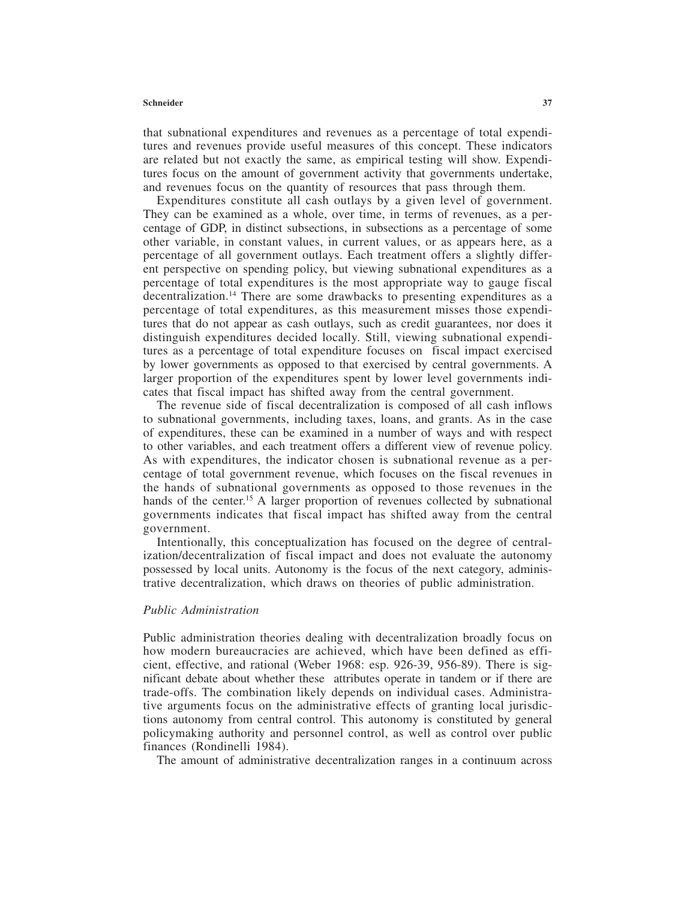that subnational expenditures and revenues as a percentage of total expenditures and revenues provide useful measures of this concept. These indicators are related but not exactly the same, as empirical testing will show. Expenditures focus on the amount of government activity that governments undertake, and revenues focus on the quantity of resources that pass through them.

Expenditures constitute all cash outlays by a given level of government. They can be examined as a whole, over time, in terms of revenues, as a percentage of GDP, in distinct subsections, in subsections as a percentage of some other variable, in constant values, in current values, or as appears here, as a percentage of all government outlays. Each treatment offers a slightly different perspective on spending policy, but viewing subnational expenditures as a percentage of total expenditures is the most appropriate way to gauge fiscal decentralization.[14] There are some drawbacks to presenting expenditures as a percentage of total expenditures, as this measurement misses those expenditures that do not appear as cash outlays, such as credit guarantees, nor does it distinguish expenditures decided locally. Still, viewing subnational expenditures as a percentage of total expenditure focuses on fiscal impact exercised by lower governments as opposed to that exercised by central governments. A larger proportion of the expenditures spent by lower level governments indicates that fiscal impact has shifted away from the central government.

The revenue side of fiscal decentralization is composed of all cash inflows to subnational governments, including taxes, loans, and grants. As in the case of expenditures, these can be examined in a number of ways and with respect to other variables, and each treatment offers a different view of revenue policy. As with expenditures, the indicator chosen is subnational revenue as a percentage of total government revenue, which focuses on the fiscal revenues in the hands of subnational governments as opposed to those revenues in the hands of the center.[15] A larger proportion of revenues collected by subnational governments indicates that fiscal impact has shifted away from the central government.

Intentionally, this conceptualization has focused on the degree of centralization/decentralization of fiscal impact and does not evaluate the autonomy possessed by local units. Autonomy is the focus of the next category, administrative decentralization, which draws on theories of public administration.

### *Public Administration*

Public administration theories dealing with decentralization broadly focus on how modern bureaucracies are achieved, which have been defined as efficient, effective, and rational (Weber 1968: esp. 926-39, 956-89). There is significant debate about whether these attributes operate in tandem or if there are trade-offs. The combination likely depends on individual cases. Administrative arguments focus on the administrative effects of granting local jurisdictions autonomy from central control. This autonomy is constituted by general policymaking authority and personnel control, as well as control over public finances (Rondinelli 1984).

The amount of administrative decentralization ranges in a continuum across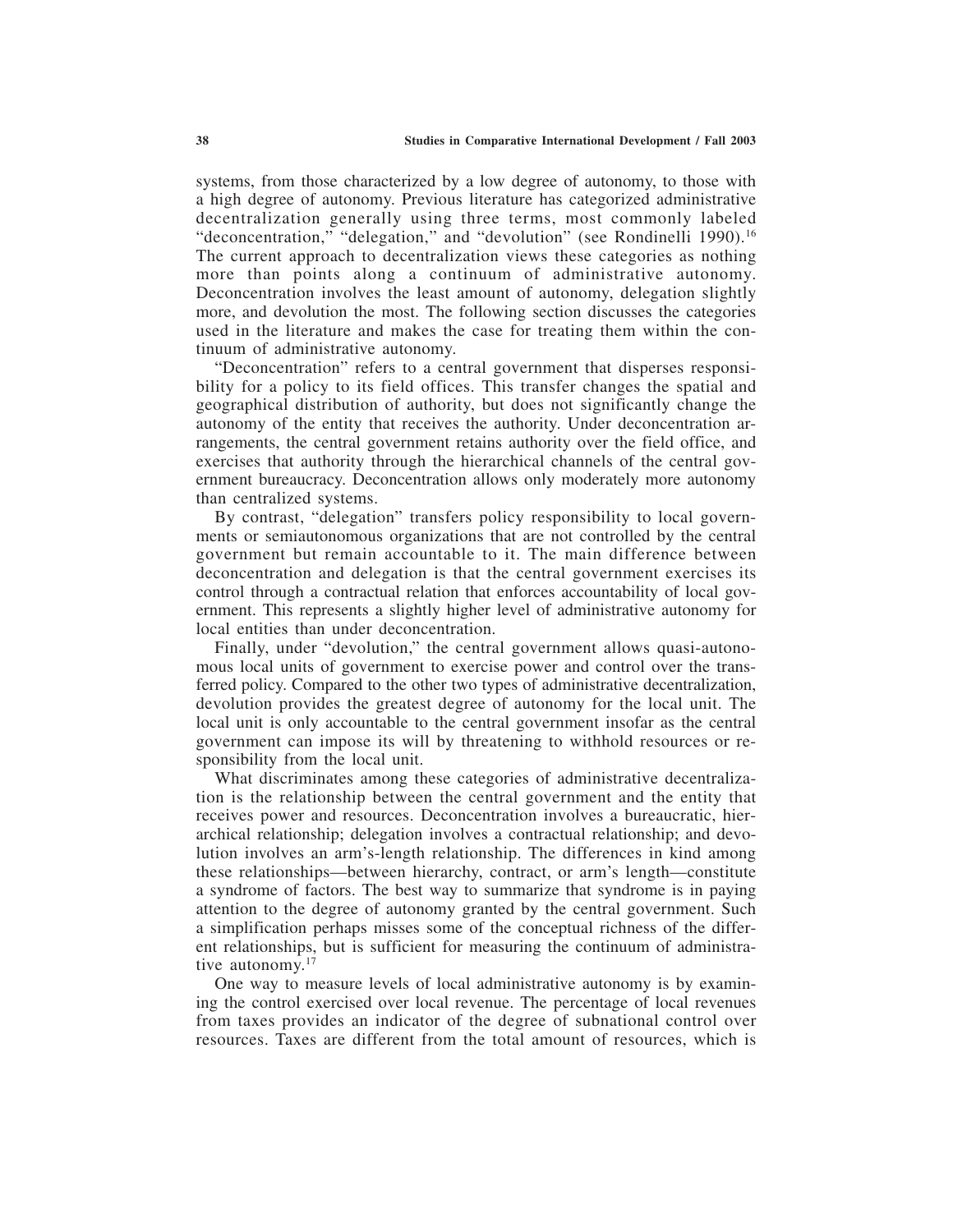systems, from those characterized by a low degree of autonomy, to those with a high degree of autonomy. Previous literature has categorized administrative decentralization generally using three terms, most commonly labeled "deconcentration," "delegation," and "devolution" (see Rondinelli 1990).[16] The current approach to decentralization views these categories as nothing more than points along a continuum of administrative autonomy. Deconcentration involves the least amount of autonomy, delegation slightly more, and devolution the most. The following section discusses the categories used in the literature and makes the case for treating them within the continuum of administrative autonomy.

"Deconcentration" refers to a central government that disperses responsibility for a policy to its field offices. This transfer changes the spatial and geographical distribution of authority, but does not significantly change the autonomy of the entity that receives the authority. Under deconcentration arrangements, the central government retains authority over the field office, and exercises that authority through the hierarchical channels of the central government bureaucracy. Deconcentration allows only moderately more autonomy than centralized systems.

By contrast, "delegation" transfers policy responsibility to local governments or semiautonomous organizations that are not controlled by the central government but remain accountable to it. The main difference between deconcentration and delegation is that the central government exercises its control through a contractual relation that enforces accountability of local government. This represents a slightly higher level of administrative autonomy for local entities than under deconcentration.

Finally, under "devolution," the central government allows quasi-autonomous local units of government to exercise power and control over the transferred policy. Compared to the other two types of administrative decentralization, devolution provides the greatest degree of autonomy for the local unit. The local unit is only accountable to the central government insofar as the central government can impose its will by threatening to withhold resources or responsibility from the local unit.

What discriminates among these categories of administrative decentralization is the relationship between the central government and the entity that receives power and resources. Deconcentration involves a bureaucratic, hierarchical relationship; delegation involves a contractual relationship; and devolution involves an arm's-length relationship. The differences in kind among these relationships—between hierarchy, contract, or arm's length—constitute a syndrome of factors. The best way to summarize that syndrome is in paying attention to the degree of autonomy granted by the central government. Such a simplification perhaps misses some of the conceptual richness of the different relationships, but is sufficient for measuring the continuum of administrative autonomy.[17]

One way to measure levels of local administrative autonomy is by examining the control exercised over local revenue. The percentage of local revenues from taxes provides an indicator of the degree of subnational control over resources. Taxes are different from the total amount of resources, which is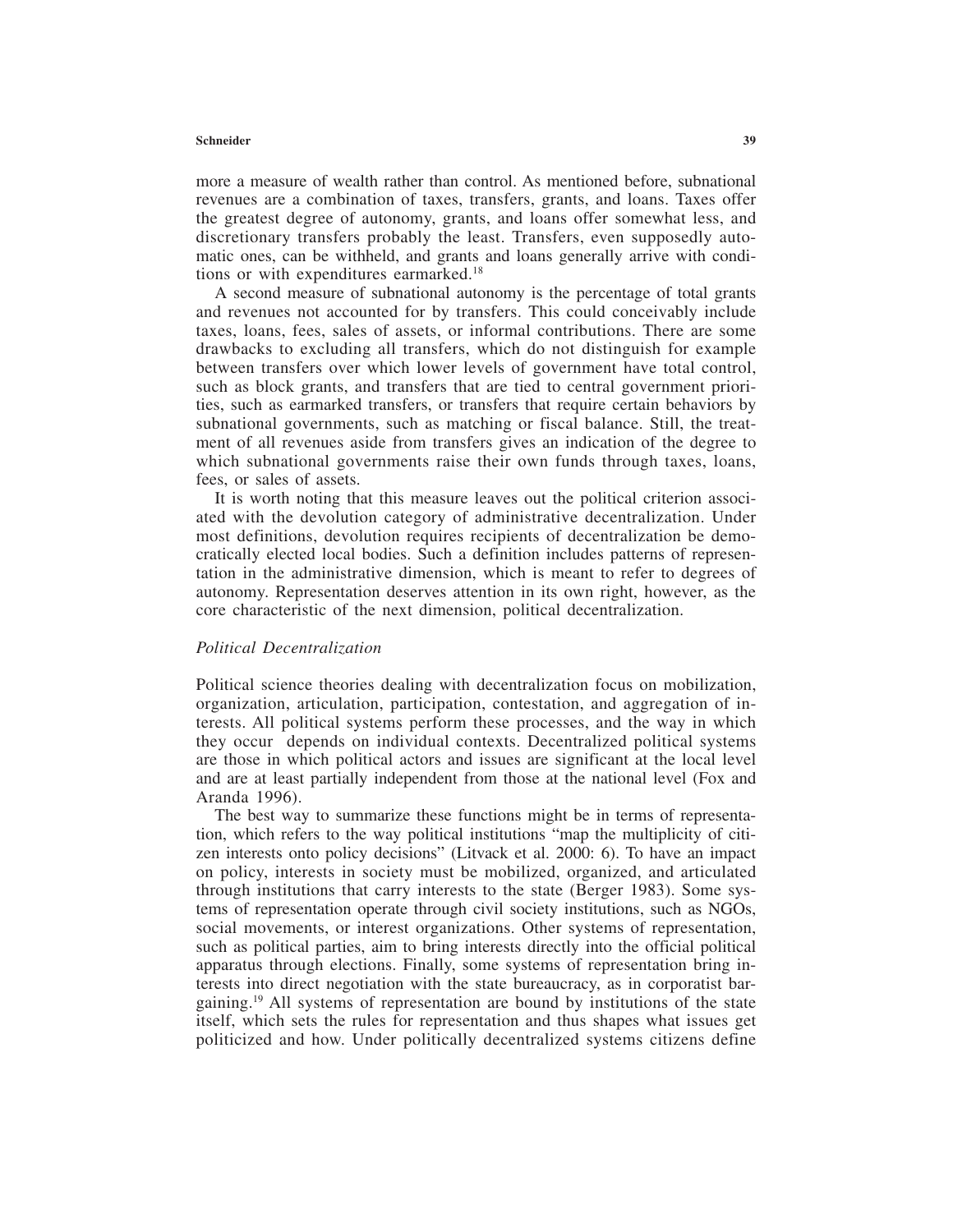more a measure of wealth rather than control. As mentioned before, subnational revenues are a combination of taxes, transfers, grants, and loans. Taxes offer the greatest degree of autonomy, grants, and loans offer somewhat less, and discretionary transfers probably the least. Transfers, even supposedly automatic ones, can be withheld, and grants and loans generally arrive with conditions or with expenditures earmarked.[18]

A second measure of subnational autonomy is the percentage of total grants and revenues not accounted for by transfers. This could conceivably include taxes, loans, fees, sales of assets, or informal contributions. There are some drawbacks to excluding all transfers, which do not distinguish for example between transfers over which lower levels of government have total control, such as block grants, and transfers that are tied to central government priorities, such as earmarked transfers, or transfers that require certain behaviors by subnational governments, such as matching or fiscal balance. Still, the treatment of all revenues aside from transfers gives an indication of the degree to which subnational governments raise their own funds through taxes, loans, fees, or sales of assets.

It is worth noting that this measure leaves out the political criterion associated with the devolution category of administrative decentralization. Under most definitions, devolution requires recipients of decentralization be democratically elected local bodies. Such a definition includes patterns of representation in the administrative dimension, which is meant to refer to degrees of autonomy. Representation deserves attention in its own right, however, as the core characteristic of the next dimension, political decentralization.

### *Political Decentralization*

Political science theories dealing with decentralization focus on mobilization, organization, articulation, participation, contestation, and aggregation of interests. All political systems perform these processes, and the way in which they occur depends on individual contexts. Decentralized political systems are those in which political actors and issues are significant at the local level and are at least partially independent from those at the national level (Fox and Aranda 1996).

The best way to summarize these functions might be in terms of representation, which refers to the way political institutions "map the multiplicity of citizen interests onto policy decisions" (Litvack et al. 2000: 6). To have an impact on policy, interests in society must be mobilized, organized, and articulated through institutions that carry interests to the state (Berger 1983). Some systems of representation operate through civil society institutions, such as NGOs, social movements, or interest organizations. Other systems of representation, such as political parties, aim to bring interests directly into the official political apparatus through elections. Finally, some systems of representation bring interests into direct negotiation with the state bureaucracy, as in corporatist bargaining.[19] All systems of representation are bound by institutions of the state itself, which sets the rules for representation and thus shapes what issues get politicized and how. Under politically decentralized systems citizens define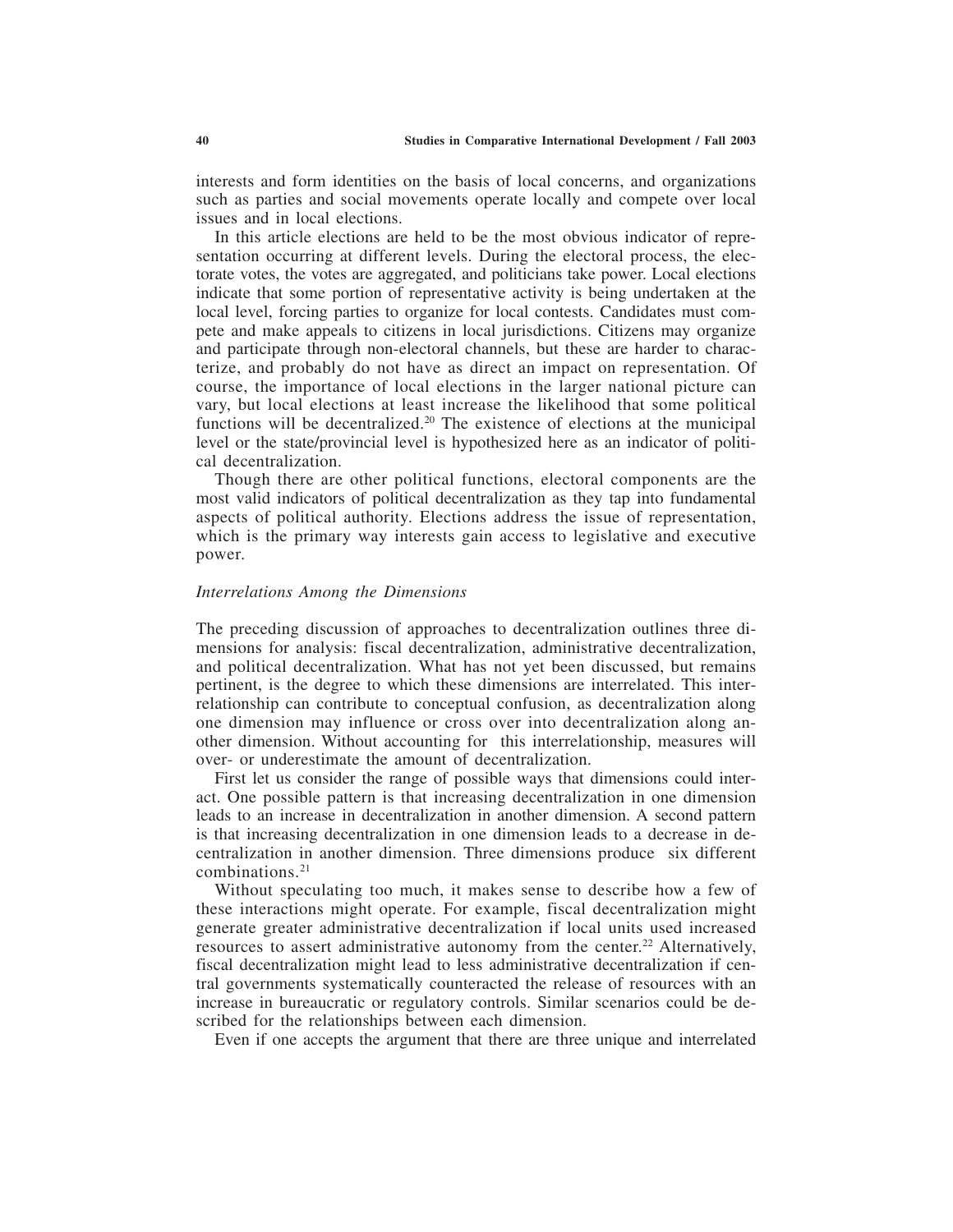interests and form identities on the basis of local concerns, and organizations such as parties and social movements operate locally and compete over local issues and in local elections.

In this article elections are held to be the most obvious indicator of representation occurring at different levels. During the electoral process, the electorate votes, the votes are aggregated, and politicians take power. Local elections indicate that some portion of representative activity is being undertaken at the local level, forcing parties to organize for local contests. Candidates must compete and make appeals to citizens in local jurisdictions. Citizens may organize and participate through non-electoral channels, but these are harder to characterize, and probably do not have as direct an impact on representation. Of course, the importance of local elections in the larger national picture can vary, but local elections at least increase the likelihood that some political functions will be decentralized.[20] The existence of elections at the municipal level or the state/provincial level is hypothesized here as an indicator of political decentralization.

Though there are other political functions, electoral components are the most valid indicators of political decentralization as they tap into fundamental aspects of political authority. Elections address the issue of representation, which is the primary way interests gain access to legislative and executive power.

### *Interrelations Among the Dimensions*

The preceding discussion of approaches to decentralization outlines three dimensions for analysis: fiscal decentralization, administrative decentralization, and political decentralization. What has not yet been discussed, but remains pertinent, is the degree to which these dimensions are interrelated. This interrelationship can contribute to conceptual confusion, as decentralization along one dimension may influence or cross over into decentralization along another dimension. Without accounting for this interrelationship, measures will over- or underestimate the amount of decentralization.

First let us consider the range of possible ways that dimensions could interact. One possible pattern is that increasing decentralization in one dimension leads to an increase in decentralization in another dimension. A second pattern is that increasing decentralization in one dimension leads to a decrease in decentralization in another dimension. Three dimensions produce six different combinations.[21]

Without speculating too much, it makes sense to describe how a few of these interactions might operate. For example, fiscal decentralization might generate greater administrative decentralization if local units used increased resources to assert administrative autonomy from the center.[22] Alternatively, fiscal decentralization might lead to less administrative decentralization if central governments systematically counteracted the release of resources with an increase in bureaucratic or regulatory controls. Similar scenarios could be described for the relationships between each dimension.

Even if one accepts the argument that there are three unique and interrelated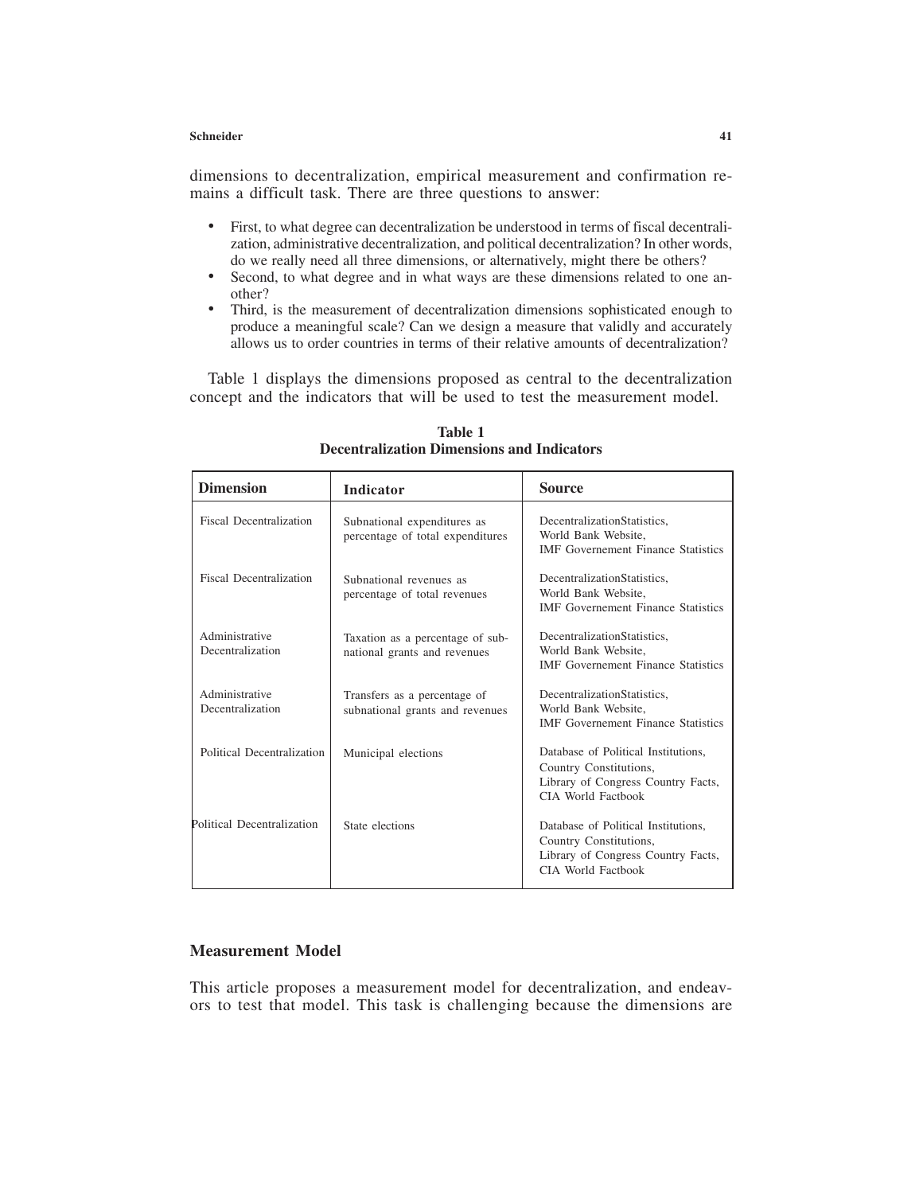dimensions to decentralization, empirical measurement and confirmation remains a difficult task. There are three questions to answer:

- First, to what degree can decentralization be understood in terms of fiscal decentralization, administrative decentralization, and political decentralization? In other words, do we really need all three dimensions, or alternatively, might there be others?
- Second, to what degree and in what ways are these dimensions related to one another?
- Third, is the measurement of decentralization dimensions sophisticated enough to produce a meaningful scale? Can we design a measure that validly and accurately allows us to order countries in terms of their relative amounts of decentralization?

Table 1 displays the dimensions proposed as central to the decentralization concept and the indicators that will be used to test the measurement model.

**Table 1**
**Decentralization Dimensions and Indicators**

| Dimension | Indicator | Source |
|---|---|---|
| Fiscal Decentralization | Subnational expenditures as percentage of total expenditures | DecentralizationStatistics, World Bank Website, IMF Governement Finance Statistics |
| Fiscal Decentralization | Subnational revenues as percentage of total revenues | DecentralizationStatistics, World Bank Website, IMF Governement Finance Statistics |
| Administrative Decentralization | Taxation as a percentage of subnational grants and revenues | DecentralizationStatistics, World Bank Website, IMF Governement Finance Statistics |
| Administrative Decentralization | Transfers as a percentage of subnational grants and revenues | DecentralizationStatistics, World Bank Website, IMF Governement Finance Statistics |
| Political Decentralization | Municipal elections | Database of Political Institutions, Country Constitutions, Library of Congress Country Facts, CIA World Factbook |
| Political Decentralization | State elections | Database of Political Institutions, Country Constitutions, Library of Congress Country Facts, CIA World Factbook |

## Measurement Model

This article proposes a measurement model for decentralization, and endeavors to test that model. This task is challenging because the dimensions are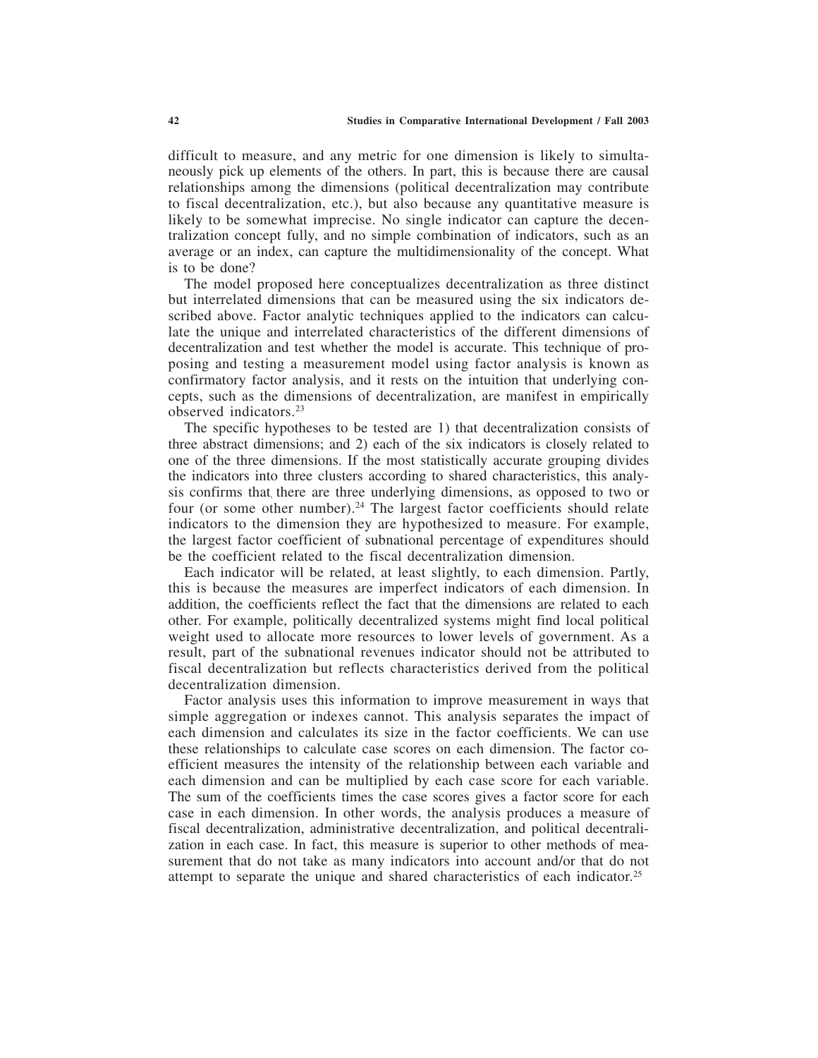difficult to measure, and any metric for one dimension is likely to simultaneously pick up elements of the others. In part, this is because there are causal relationships among the dimensions (political decentralization may contribute to fiscal decentralization, etc.), but also because any quantitative measure is likely to be somewhat imprecise. No single indicator can capture the decentralization concept fully, and no simple combination of indicators, such as an average or an index, can capture the multidimensionality of the concept. What is to be done?

The model proposed here conceptualizes decentralization as three distinct but interrelated dimensions that can be measured using the six indicators described above. Factor analytic techniques applied to the indicators can calculate the unique and interrelated characteristics of the different dimensions of decentralization and test whether the model is accurate. This technique of proposing and testing a measurement model using factor analysis is known as confirmatory factor analysis, and it rests on the intuition that underlying concepts, such as the dimensions of decentralization, are manifest in empirically observed indicators.[23]

The specific hypotheses to be tested are 1) that decentralization consists of three abstract dimensions; and 2) each of the six indicators is closely related to one of the three dimensions. If the most statistically accurate grouping divides the indicators into three clusters according to shared characteristics, this analysis confirms that there are three underlying dimensions, as opposed to two or four (or some other number).[24] The largest factor coefficients should relate indicators to the dimension they are hypothesized to measure. For example, the largest factor coefficient of subnational percentage of expenditures should be the coefficient related to the fiscal decentralization dimension.

Each indicator will be related, at least slightly, to each dimension. Partly, this is because the measures are imperfect indicators of each dimension. In addition, the coefficients reflect the fact that the dimensions are related to each other. For example, politically decentralized systems might find local political weight used to allocate more resources to lower levels of government. As a result, part of the subnational revenues indicator should not be attributed to fiscal decentralization but reflects characteristics derived from the political decentralization dimension.

Factor analysis uses this information to improve measurement in ways that simple aggregation or indexes cannot. This analysis separates the impact of each dimension and calculates its size in the factor coefficients. We can use these relationships to calculate case scores on each dimension. The factor coefficient measures the intensity of the relationship between each variable and each dimension and can be multiplied by each case score for each variable. The sum of the coefficients times the case scores gives a factor score for each case in each dimension. In other words, the analysis produces a measure of fiscal decentralization, administrative decentralization, and political decentralization in each case. In fact, this measure is superior to other methods of measurement that do not take as many indicators into account and/or that do not attempt to separate the unique and shared characteristics of each indicator.[25]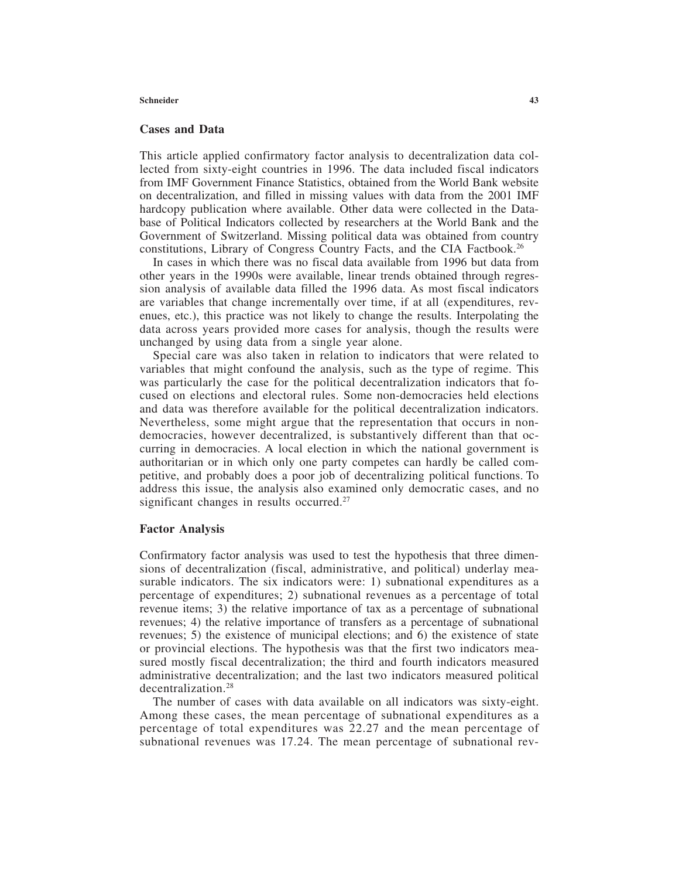## Cases and Data

This article applied confirmatory factor analysis to decentralization data collected from sixty-eight countries in 1996. The data included fiscal indicators from IMF Government Finance Statistics, obtained from the World Bank website on decentralization, and filled in missing values with data from the 2001 IMF hardcopy publication where available. Other data were collected in the Database of Political Indicators collected by researchers at the World Bank and the Government of Switzerland. Missing political data was obtained from country constitutions, Library of Congress Country Facts, and the CIA Factbook.[26]

In cases in which there was no fiscal data available from 1996 but data from other years in the 1990s were available, linear trends obtained through regression analysis of available data filled the 1996 data. As most fiscal indicators are variables that change incrementally over time, if at all (expenditures, revenues, etc.), this practice was not likely to change the results. Interpolating the data across years provided more cases for analysis, though the results were unchanged by using data from a single year alone.

Special care was also taken in relation to indicators that were related to variables that might confound the analysis, such as the type of regime. This was particularly the case for the political decentralization indicators that focused on elections and electoral rules. Some non-democracies held elections and data was therefore available for the political decentralization indicators. Nevertheless, some might argue that the representation that occurs in non-democracies, however decentralized, is substantively different than that occurring in democracies. A local election in which the national government is authoritarian or in which only one party competes can hardly be called competitive, and probably does a poor job of decentralizing political functions. To address this issue, the analysis also examined only democratic cases, and no significant changes in results occurred.[27]

## Factor Analysis

Confirmatory factor analysis was used to test the hypothesis that three dimensions of decentralization (fiscal, administrative, and political) underlay measurable indicators. The six indicators were: 1) subnational expenditures as a percentage of expenditures; 2) subnational revenues as a percentage of total revenue items; 3) the relative importance of tax as a percentage of subnational revenues; 4) the relative importance of transfers as a percentage of subnational revenues; 5) the existence of municipal elections; and 6) the existence of state or provincial elections. The hypothesis was that the first two indicators measured mostly fiscal decentralization; the third and fourth indicators measured administrative decentralization; and the last two indicators measured political decentralization.[28]

The number of cases with data available on all indicators was sixty-eight. Among these cases, the mean percentage of subnational expenditures as a percentage of total expenditures was 22.27 and the mean percentage of subnational revenues was 17.24. The mean percentage of subnational rev-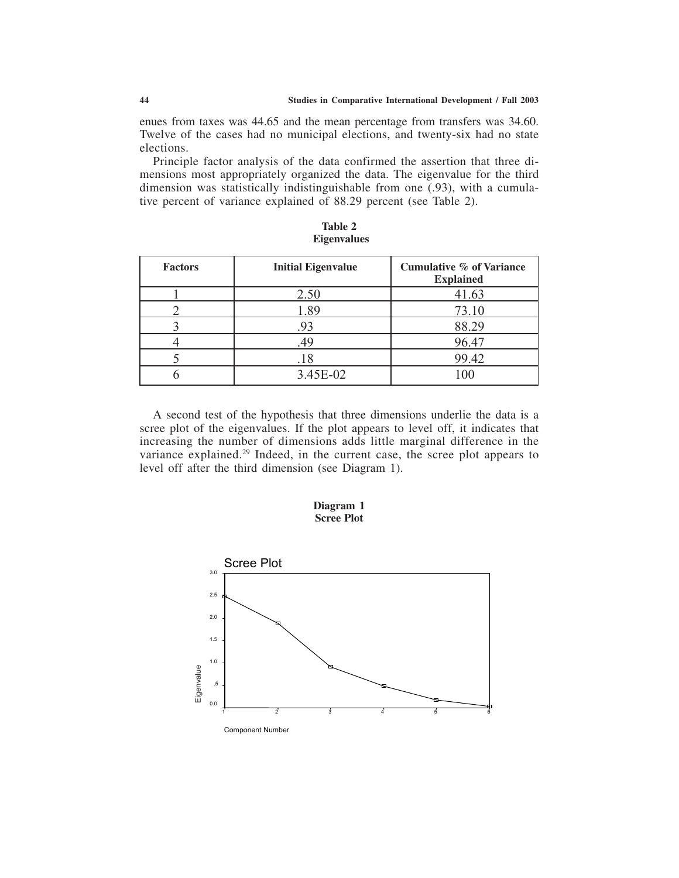enues from taxes was 44.65 and the mean percentage from transfers was 34.60. Twelve of the cases had no municipal elections, and twenty-six had no state elections.

Principle factor analysis of the data confirmed the assertion that three dimensions most appropriately organized the data. The eigenvalue for the third dimension was statistically indistinguishable from one (.93), with a cumulative percent of variance explained of 88.29 percent (see Table 2).

**Table 2**
**Eigenvalues**

| Factors | Initial Eigenvalue | Cumulative % of Variance Explained |
|---|---|---|
| 1 | 2.50 | 41.63 |
| 2 | 1.89 | 73.10 |
| 3 | .93 | 88.29 |
| 4 | .49 | 96.47 |
| 5 | .18 | 99.42 |
| 6 | 3.45E-02 | 100 |

A second test of the hypothesis that three dimensions underlie the data is a scree plot of the eigenvalues. If the plot appears to level off, it indicates that increasing the number of dimensions adds little marginal difference in the variance explained.[29] Indeed, in the current case, the scree plot appears to level off after the third dimension (see Diagram 1).

**Diagram 1**
**Scree Plot**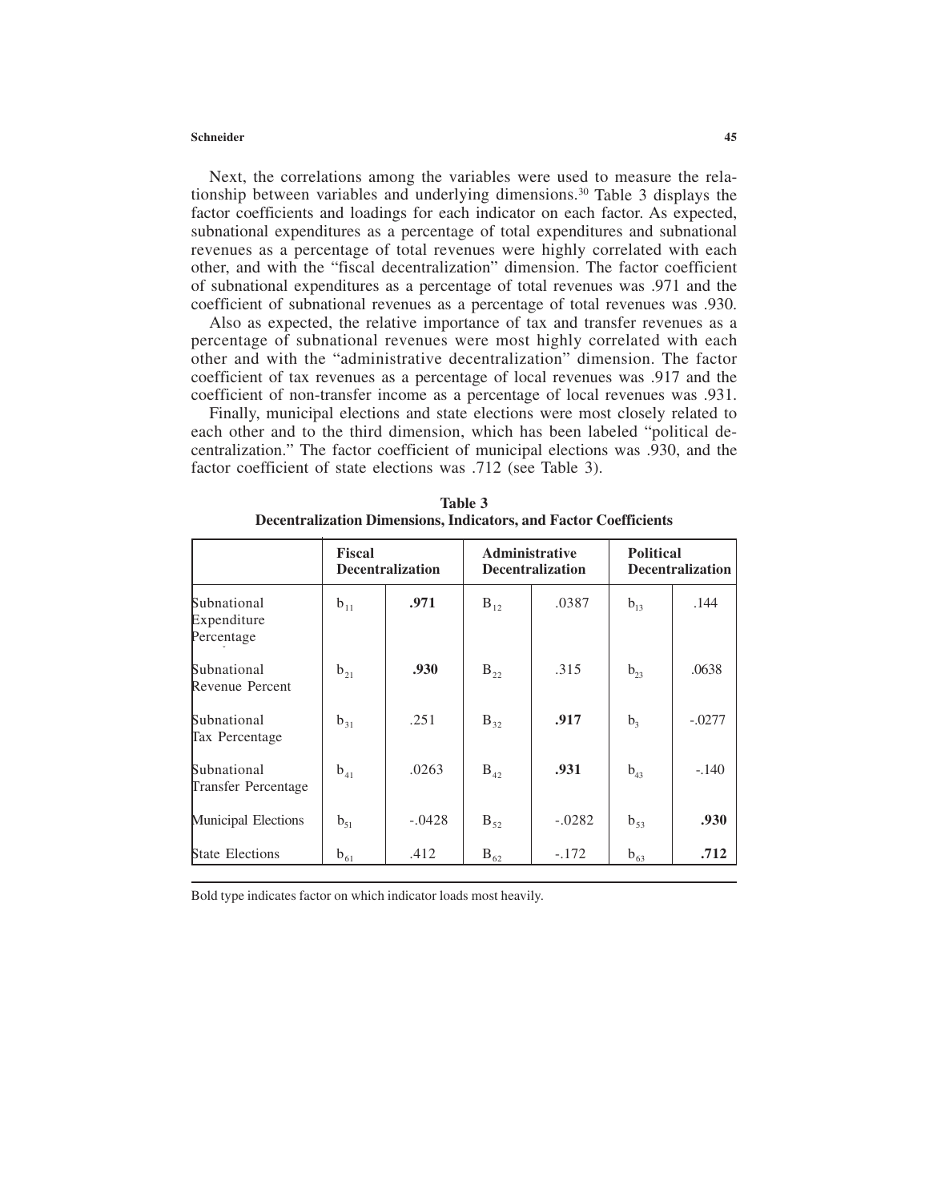Next, the correlations among the variables were used to measure the relationship between variables and underlying dimensions.[30] Table 3 displays the factor coefficients and loadings for each indicator on each factor. As expected, subnational expenditures as a percentage of total expenditures and subnational revenues as a percentage of total revenues were highly correlated with each other, and with the "fiscal decentralization" dimension. The factor coefficient of subnational expenditures as a percentage of total revenues was .971 and the coefficient of subnational revenues as a percentage of total revenues was .930.

Also as expected, the relative importance of tax and transfer revenues as a percentage of subnational revenues were most highly correlated with each other and with the "administrative decentralization" dimension. The factor coefficient of tax revenues as a percentage of local revenues was .917 and the coefficient of non-transfer income as a percentage of local revenues was .931.

Finally, municipal elections and state elections were most closely related to each other and to the third dimension, which has been labeled "political decentralization." The factor coefficient of municipal elections was .930, and the factor coefficient of state elections was .712 (see Table 3).

**Table 3**
**Decentralization Dimensions, Indicators, and Factor Coefficients**

| | **Fiscal Decentralization** | | **Administrative Decentralization** | | **Political Decentralization** | |
|---|---|---|---|---|---|---|
| Subnational Expenditure Percentage | $b_{11}$ | **.971** | $B_{12}$ | .0387 | $b_{13}$ | .144 |
| Subnational Revenue Percent | $b_{21}$ | **.930** | $B_{22}$ | .315 | $b_{23}$ | .0638 |
| Subnational Tax Percentage | $b_{31}$ | .251 | $B_{32}$ | **.917** | $b_{3}$ | -.0277 |
| Subnational Transfer Percentage | $b_{41}$ | .0263 | $B_{42}$ | **.931** | $b_{43}$ | -.140 |
| Municipal Elections | $b_{51}$ | -.0428 | $B_{52}$ | -.0282 | $b_{53}$ | **.930** |
| State Elections | $b_{61}$ | .412 | $B_{62}$ | -.172 | $b_{63}$ | **.712** |

Bold type indicates factor on which indicator loads most heavily.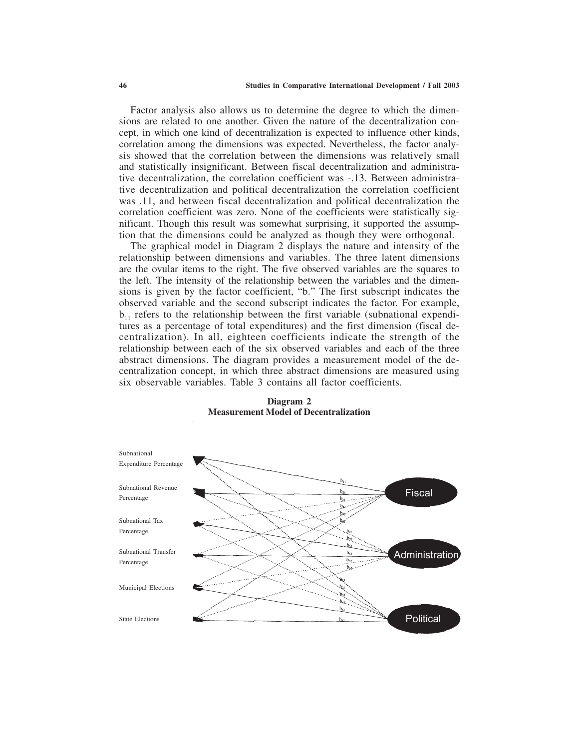Factor analysis also allows us to determine the degree to which the dimensions are related to one another. Given the nature of the decentralization concept, in which one kind of decentralization is expected to influence other kinds, correlation among the dimensions was expected. Nevertheless, the factor analysis showed that the correlation between the dimensions was relatively small and statistically insignificant. Between fiscal decentralization and administrative decentralization, the correlation coefficient was -.13. Between administrative decentralization and political decentralization the correlation coefficient was .11, and between fiscal decentralization and political decentralization the correlation coefficient was zero. None of the coefficients were statistically significant. Though this result was somewhat surprising, it supported the assumption that the dimensions could be analyzed as though they were orthogonal.

The graphical model in Diagram 2 displays the nature and intensity of the relationship between dimensions and variables. The three latent dimensions are the ovular items to the right. The five observed variables are the squares to the left. The intensity of the relationship between the variables and the dimensions is given by the factor coefficient, "b." The first subscript indicates the observed variable and the second subscript indicates the factor. For example, $b_{11}$ refers to the relationship between the first variable (subnational expenditures as a percentage of total expenditures) and the first dimension (fiscal decentralization). In all, eighteen coefficients indicate the strength of the relationship between each of the six observed variables and each of the three abstract dimensions. The diagram provides a measurement model of the decentralization concept, in which three abstract dimensions are measured using six observable variables. Table 3 contains all factor coefficients.

**Diagram 2**
**Measurement Model of Decentralization**

Subnational Expenditure Percentage

Subnational Revenue Percentage

Subnational Tax Percentage

Subnational Transfer Percentage

Municipal Elections

State Elections

$b_{11}$ $b_{21}$ $b_{31}$ $b_{41}$ $b_{51}$ $b_{61}$ $b_{12}$ $b_{22}$ $b_{32}$ $b_{42}$ $b_{52}$ $b_{62}$ $b_{13}$ $b_{23}$ $b_{33}$ $b_{43}$ $b_{53}$ $b_{63}$

Fiscal

Administration

Political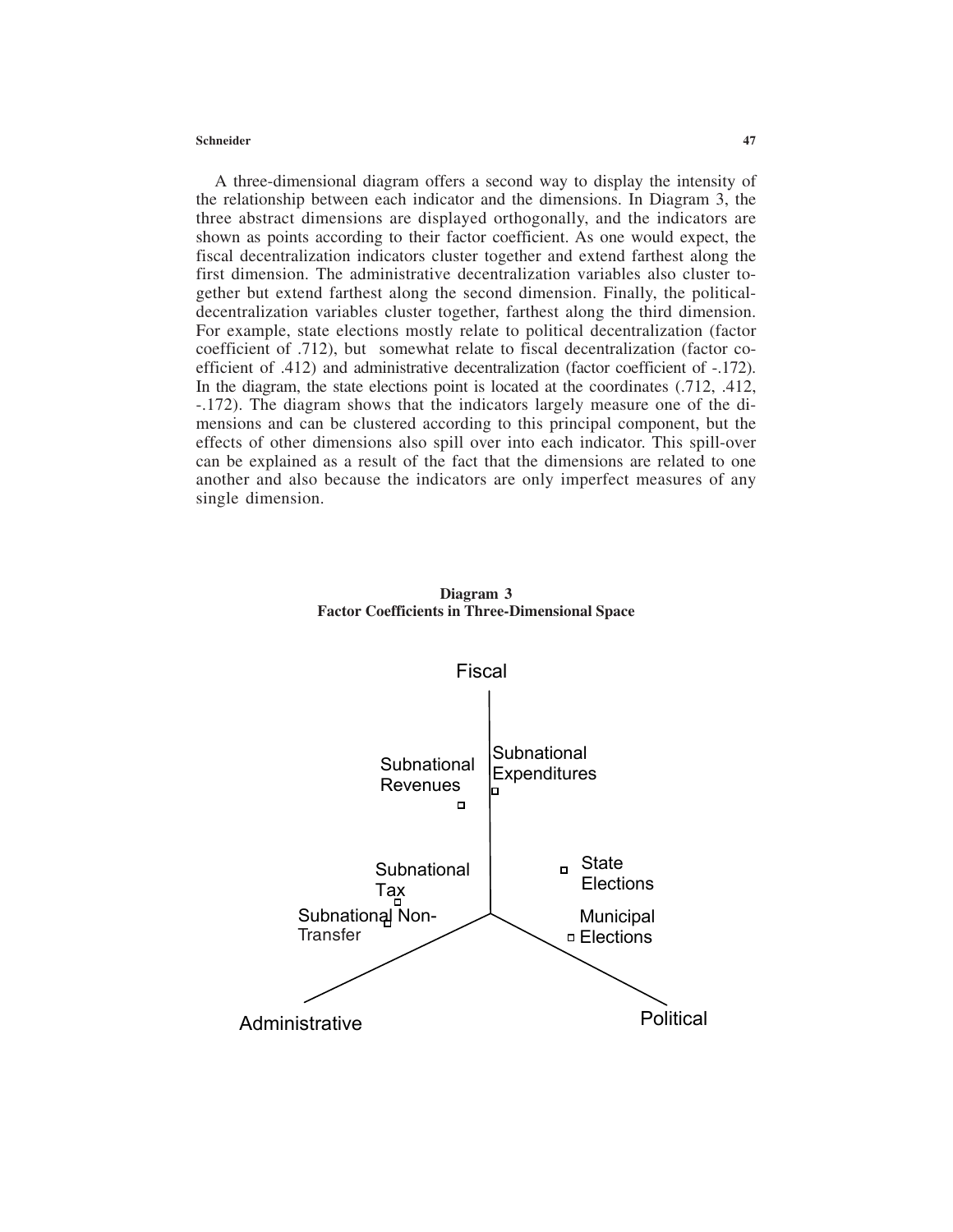A three-dimensional diagram offers a second way to display the intensity of the relationship between each indicator and the dimensions. In Diagram 3, the three abstract dimensions are displayed orthogonally, and the indicators are shown as points according to their factor coefficient. As one would expect, the fiscal decentralization indicators cluster together and extend farthest along the first dimension. The administrative decentralization variables also cluster together but extend farthest along the second dimension. Finally, the political-decentralization variables cluster together, farthest along the third dimension. For example, state elections mostly relate to political decentralization (factor coefficient of .712), but somewhat relate to fiscal decentralization (factor coefficient of .412) and administrative decentralization (factor coefficient of -.172). In the diagram, the state elections point is located at the coordinates (.712, .412, -.172). The diagram shows that the indicators largely measure one of the dimensions and can be clustered according to this principal component, but the effects of other dimensions also spill over into each indicator. This spill-over can be explained as a result of the fact that the dimensions are related to one another and also because the indicators are only imperfect measures of any single dimension.

**Diagram 3**
**Factor Coefficients in Three-Dimensional Space**

Fiscal

Subnational Revenues

Subnational Expenditures

Subnational Tax

Subnational Non-Transfer

State Elections

Municipal Elections

Administrative

Political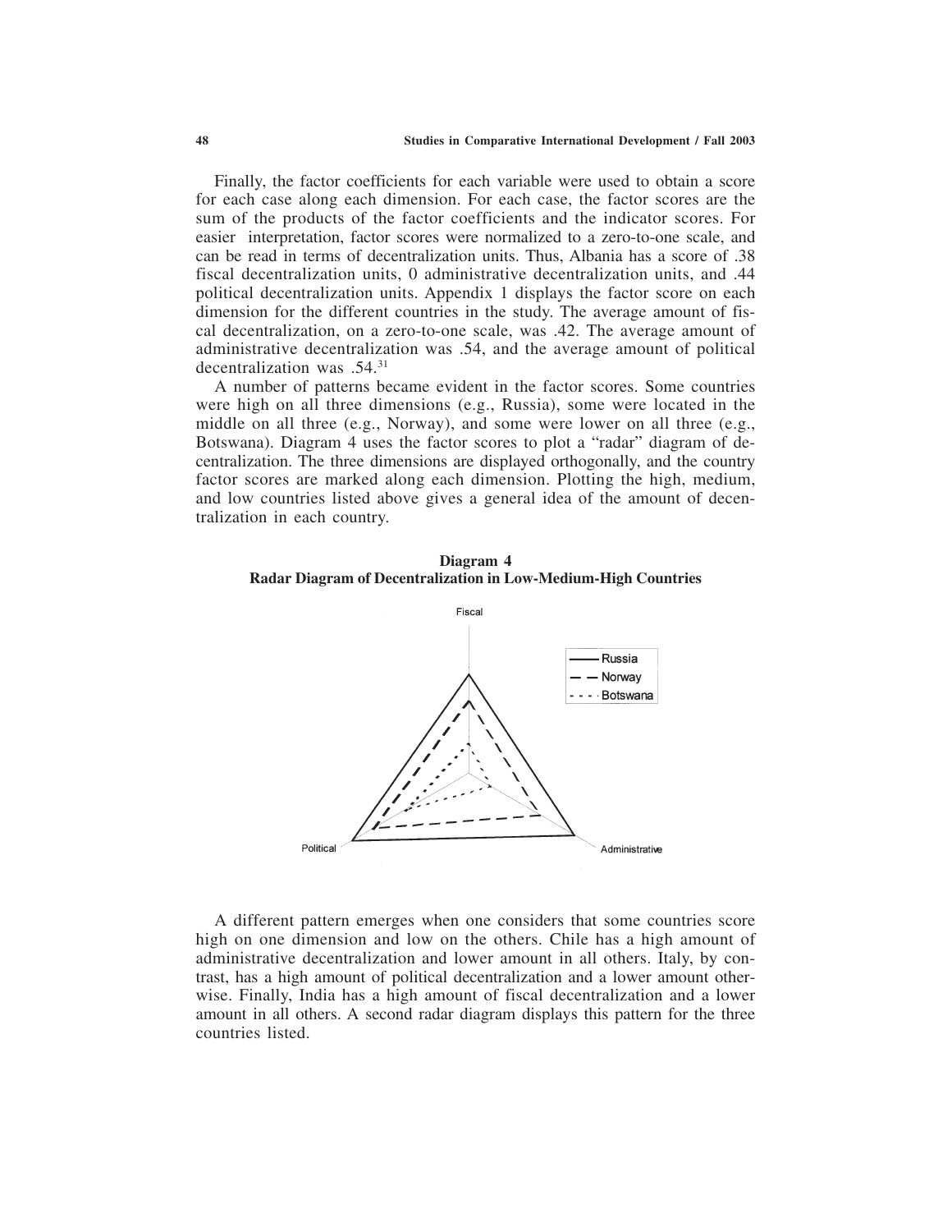Finally, the factor coefficients for each variable were used to obtain a score for each case along each dimension. For each case, the factor scores are the sum of the products of the factor coefficients and the indicator scores. For easier interpretation, factor scores were normalized to a zero-to-one scale, and can be read in terms of decentralization units. Thus, Albania has a score of .38 fiscal decentralization units, 0 administrative decentralization units, and .44 political decentralization units. Appendix 1 displays the factor score on each dimension for the different countries in the study. The average amount of fiscal decentralization, on a zero-to-one scale, was .42. The average amount of administrative decentralization was .54, and the average amount of political decentralization was .54.[31]

A number of patterns became evident in the factor scores. Some countries were high on all three dimensions (e.g., Russia), some were located in the middle on all three (e.g., Norway), and some were lower on all three (e.g., Botswana). Diagram 4 uses the factor scores to plot a "radar" diagram of decentralization. The three dimensions are displayed orthogonally, and the country factor scores are marked along each dimension. Plotting the high, medium, and low countries listed above gives a general idea of the amount of decentralization in each country.

**Diagram 4**
**Radar Diagram of Decentralization in Low-Medium-High Countries**

A different pattern emerges when one considers that some countries score high on one dimension and low on the others. Chile has a high amount of administrative decentralization and lower amount in all others. Italy, by contrast, has a high amount of political decentralization and a lower amount otherwise. Finally, India has a high amount of fiscal decentralization and a lower amount in all others. A second radar diagram displays this pattern for the three countries listed.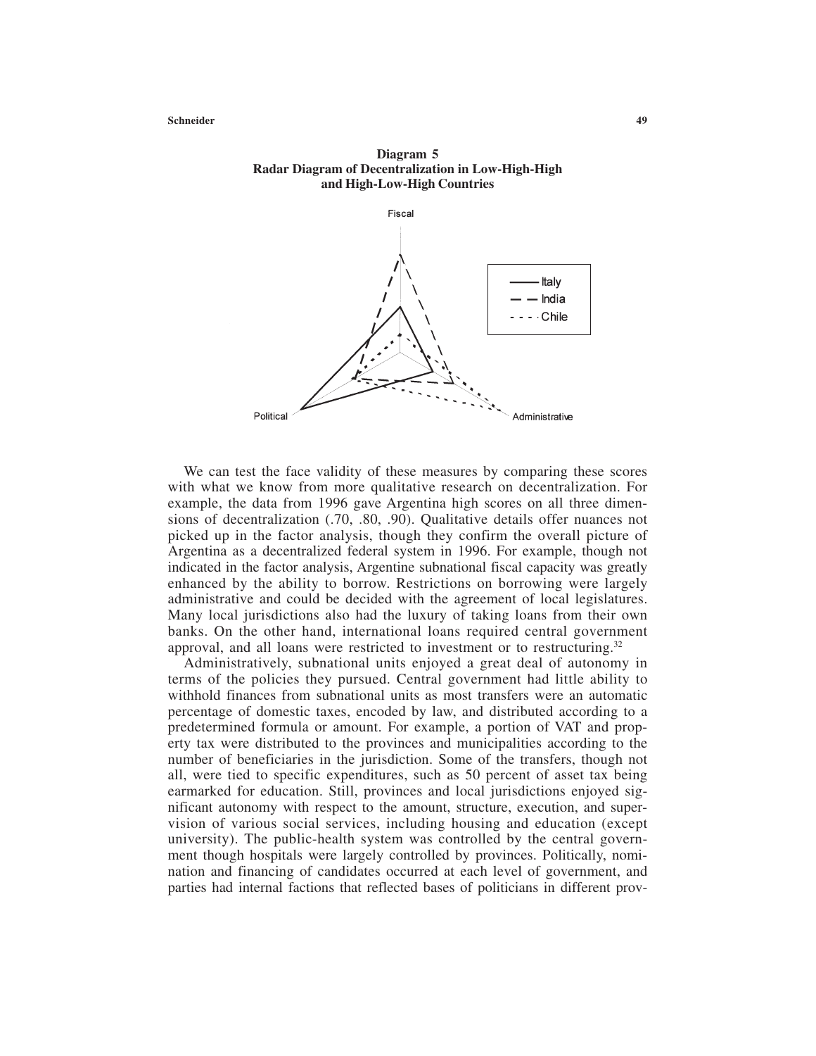**Diagram 5**
**Radar Diagram of Decentralization in Low-High-High and High-Low-High Countries**

We can test the face validity of these measures by comparing these scores with what we know from more qualitative research on decentralization. For example, the data from 1996 gave Argentina high scores on all three dimensions of decentralization (.70, .80, .90). Qualitative details offer nuances not picked up in the factor analysis, though they confirm the overall picture of Argentina as a decentralized federal system in 1996. For example, though not indicated in the factor analysis, Argentine subnational fiscal capacity was greatly enhanced by the ability to borrow. Restrictions on borrowing were largely administrative and could be decided with the agreement of local legislatures. Many local jurisdictions also had the luxury of taking loans from their own banks. On the other hand, international loans required central government approval, and all loans were restricted to investment or to restructuring.[32]

Administratively, subnational units enjoyed a great deal of autonomy in terms of the policies they pursued. Central government had little ability to withhold finances from subnational units as most transfers were an automatic percentage of domestic taxes, encoded by law, and distributed according to a predetermined formula or amount. For example, a portion of VAT and property tax were distributed to the provinces and municipalities according to the number of beneficiaries in the jurisdiction. Some of the transfers, though not all, were tied to specific expenditures, such as 50 percent of asset tax being earmarked for education. Still, provinces and local jurisdictions enjoyed significant autonomy with respect to the amount, structure, execution, and supervision of various social services, including housing and education (except university). The public-health system was controlled by the central government though hospitals were largely controlled by provinces. Politically, nomination and financing of candidates occurred at each level of government, and parties had internal factions that reflected bases of politicians in different prov-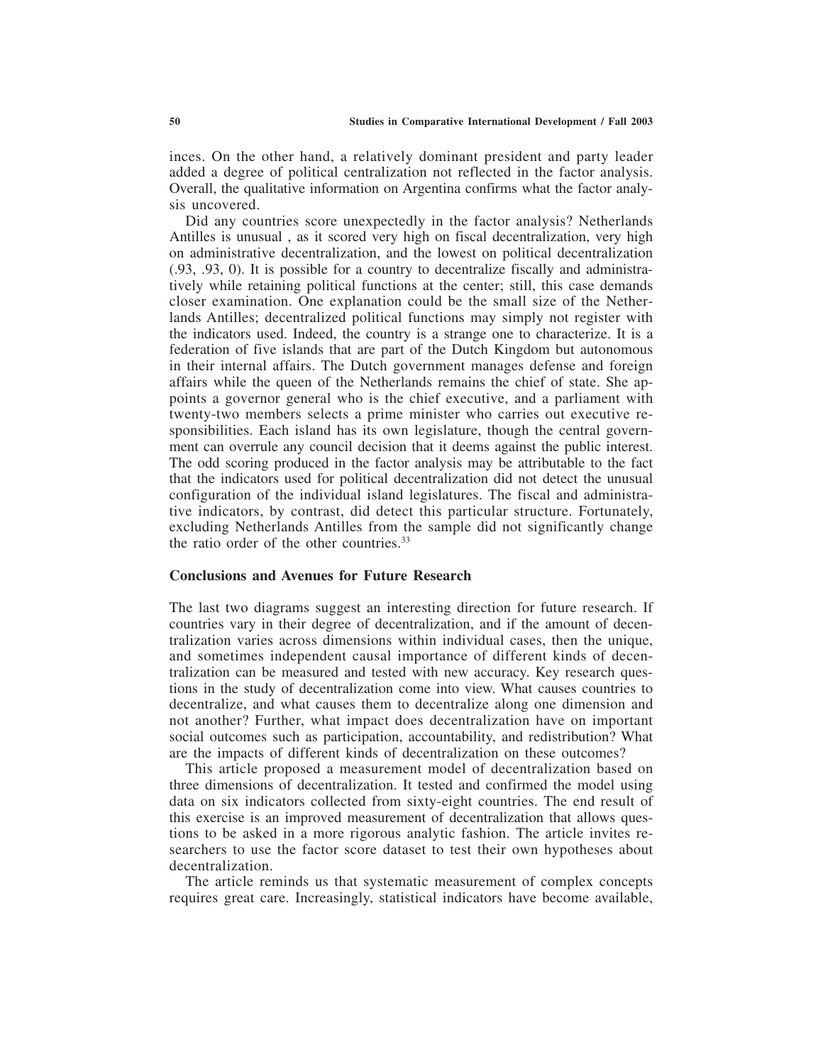inces. On the other hand, a relatively dominant president and party leader added a degree of political centralization not reflected in the factor analysis. Overall, the qualitative information on Argentina confirms what the factor analysis uncovered.

Did any countries score unexpectedly in the factor analysis? Netherlands Antilles is unusual , as it scored very high on fiscal decentralization, very high on administrative decentralization, and the lowest on political decentralization (.93, .93, 0). It is possible for a country to decentralize fiscally and administratively while retaining political functions at the center; still, this case demands closer examination. One explanation could be the small size of the Netherlands Antilles; decentralized political functions may simply not register with the indicators used. Indeed, the country is a strange one to characterize. It is a federation of five islands that are part of the Dutch Kingdom but autonomous in their internal affairs. The Dutch government manages defense and foreign affairs while the queen of the Netherlands remains the chief of state. She appoints a governor general who is the chief executive, and a parliament with twenty-two members selects a prime minister who carries out executive responsibilities. Each island has its own legislature, though the central government can overrule any council decision that it deems against the public interest. The odd scoring produced in the factor analysis may be attributable to the fact that the indicators used for political decentralization did not detect the unusual configuration of the individual island legislatures. The fiscal and administrative indicators, by contrast, did detect this particular structure. Fortunately, excluding Netherlands Antilles from the sample did not significantly change the ratio order of the other countries.[33]

## Conclusions and Avenues for Future Research

The last two diagrams suggest an interesting direction for future research. If countries vary in their degree of decentralization, and if the amount of decentralization varies across dimensions within individual cases, then the unique, and sometimes independent causal importance of different kinds of decentralization can be measured and tested with new accuracy. Key research questions in the study of decentralization come into view. What causes countries to decentralize, and what causes them to decentralize along one dimension and not another? Further, what impact does decentralization have on important social outcomes such as participation, accountability, and redistribution? What are the impacts of different kinds of decentralization on these outcomes?

This article proposed a measurement model of decentralization based on three dimensions of decentralization. It tested and confirmed the model using data on six indicators collected from sixty-eight countries. The end result of this exercise is an improved measurement of decentralization that allows questions to be asked in a more rigorous analytic fashion. The article invites researchers to use the factor score dataset to test their own hypotheses about decentralization.

The article reminds us that systematic measurement of complex concepts requires great care. Increasingly, statistical indicators have become available,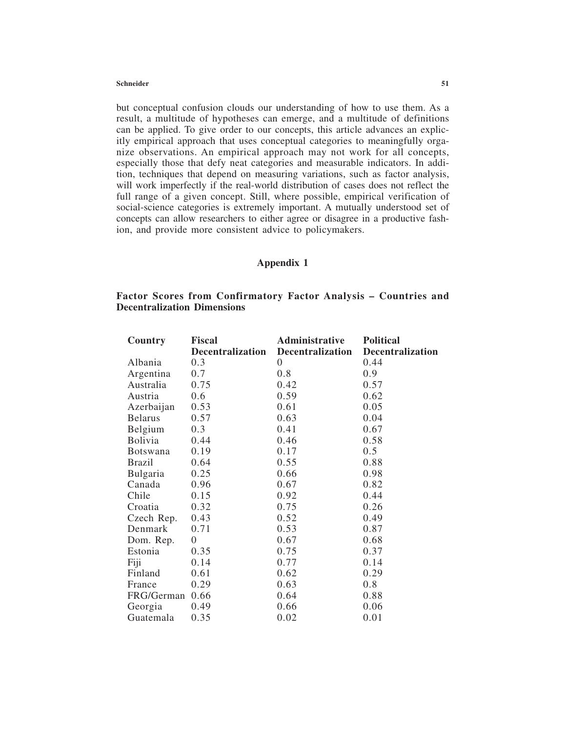but conceptual confusion clouds our understanding of how to use them. As a result, a multitude of hypotheses can emerge, and a multitude of definitions can be applied. To give order to our concepts, this article advances an explicitly empirical approach that uses conceptual categories to meaningfully organize observations. An empirical approach may not work for all concepts, especially those that defy neat categories and measurable indicators. In addition, techniques that depend on measuring variations, such as factor analysis, will work imperfectly if the real-world distribution of cases does not reflect the full range of a given concept. Still, where possible, empirical verification of social-science categories is extremely important. A mutually understood set of concepts can allow researchers to either agree or disagree in a productive fashion, and provide more consistent advice to policymakers.

## Appendix 1

### Factor Scores from Confirmatory Factor Analysis – Countries and Decentralization Dimensions

| Country | Fiscal Decentralization | Administrative Decentralization | Political Decentralization |
|---|---|---|---|
| Albania | 0.3 | 0 | 0.44 |
| Argentina | 0.7 | 0.8 | 0.9 |
| Australia | 0.75 | 0.42 | 0.57 |
| Austria | 0.6 | 0.59 | 0.62 |
| Azerbaijan | 0.53 | 0.61 | 0.05 |
| Belarus | 0.57 | 0.63 | 0.04 |
| Belgium | 0.3 | 0.41 | 0.67 |
| Bolivia | 0.44 | 0.46 | 0.58 |
| Botswana | 0.19 | 0.17 | 0.5 |
| Brazil | 0.64 | 0.55 | 0.88 |
| Bulgaria | 0.25 | 0.66 | 0.98 |
| Canada | 0.96 | 0.67 | 0.82 |
| Chile | 0.15 | 0.92 | 0.44 |
| Croatia | 0.32 | 0.75 | 0.26 |
| Czech Rep. | 0.43 | 0.52 | 0.49 |
| Denmark | 0.71 | 0.53 | 0.87 |
| Dom. Rep. | 0 | 0.67 | 0.68 |
| Estonia | 0.35 | 0.75 | 0.37 |
| Fiji | 0.14 | 0.77 | 0.14 |
| Finland | 0.61 | 0.62 | 0.29 |
| France | 0.29 | 0.63 | 0.8 |
| FRG/German | 0.66 | 0.64 | 0.88 |
| Georgia | 0.49 | 0.66 | 0.06 |
| Guatemala | 0.35 | 0.02 | 0.01 |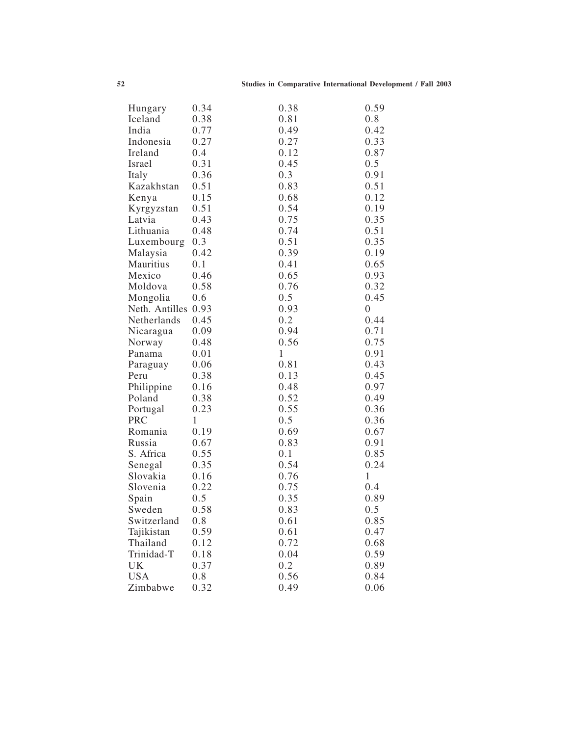| | | | |
|---|---|---|---|
| Hungary | 0.34 | 0.38 | 0.59 |
| Iceland | 0.38 | 0.81 | 0.8 |
| India | 0.77 | 0.49 | 0.42 |
| Indonesia | 0.27 | 0.27 | 0.33 |
| Ireland | 0.4 | 0.12 | 0.87 |
| Israel | 0.31 | 0.45 | 0.5 |
| Italy | 0.36 | 0.3 | 0.91 |
| Kazakhstan | 0.51 | 0.83 | 0.51 |
| Kenya | 0.15 | 0.68 | 0.12 |
| Kyrgyzstan | 0.51 | 0.54 | 0.19 |
| Latvia | 0.43 | 0.75 | 0.35 |
| Lithuania | 0.48 | 0.74 | 0.51 |
| Luxembourg | 0.3 | 0.51 | 0.35 |
| Malaysia | 0.42 | 0.39 | 0.19 |
| Mauritius | 0.1 | 0.41 | 0.65 |
| Mexico | 0.46 | 0.65 | 0.93 |
| Moldova | 0.58 | 0.76 | 0.32 |
| Mongolia | 0.6 | 0.5 | 0.45 |
| Neth. Antilles | 0.93 | 0.93 | 0 |
| Netherlands | 0.45 | 0.2 | 0.44 |
| Nicaragua | 0.09 | 0.94 | 0.71 |
| Norway | 0.48 | 0.56 | 0.75 |
| Panama | 0.01 | 1 | 0.91 |
| Paraguay | 0.06 | 0.81 | 0.43 |
| Peru | 0.38 | 0.13 | 0.45 |
| Philippine | 0.16 | 0.48 | 0.97 |
| Poland | 0.38 | 0.52 | 0.49 |
| Portugal | 0.23 | 0.55 | 0.36 |
| PRC | 1 | 0.5 | 0.36 |
| Romania | 0.19 | 0.69 | 0.67 |
| Russia | 0.67 | 0.83 | 0.91 |
| S. Africa | 0.55 | 0.1 | 0.85 |
| Senegal | 0.35 | 0.54 | 0.24 |
| Slovakia | 0.16 | 0.76 | 1 |
| Slovenia | 0.22 | 0.75 | 0.4 |
| Spain | 0.5 | 0.35 | 0.89 |
| Sweden | 0.58 | 0.83 | 0.5 |
| Switzerland | 0.8 | 0.61 | 0.85 |
| Tajikistan | 0.59 | 0.61 | 0.47 |
| Thailand | 0.12 | 0.72 | 0.68 |
| Trinidad-T | 0.18 | 0.04 | 0.59 |
| UK | 0.37 | 0.2 | 0.89 |
| USA | 0.8 | 0.56 | 0.84 |
| Zimbabwe | 0.32 | 0.49 | 0.06 |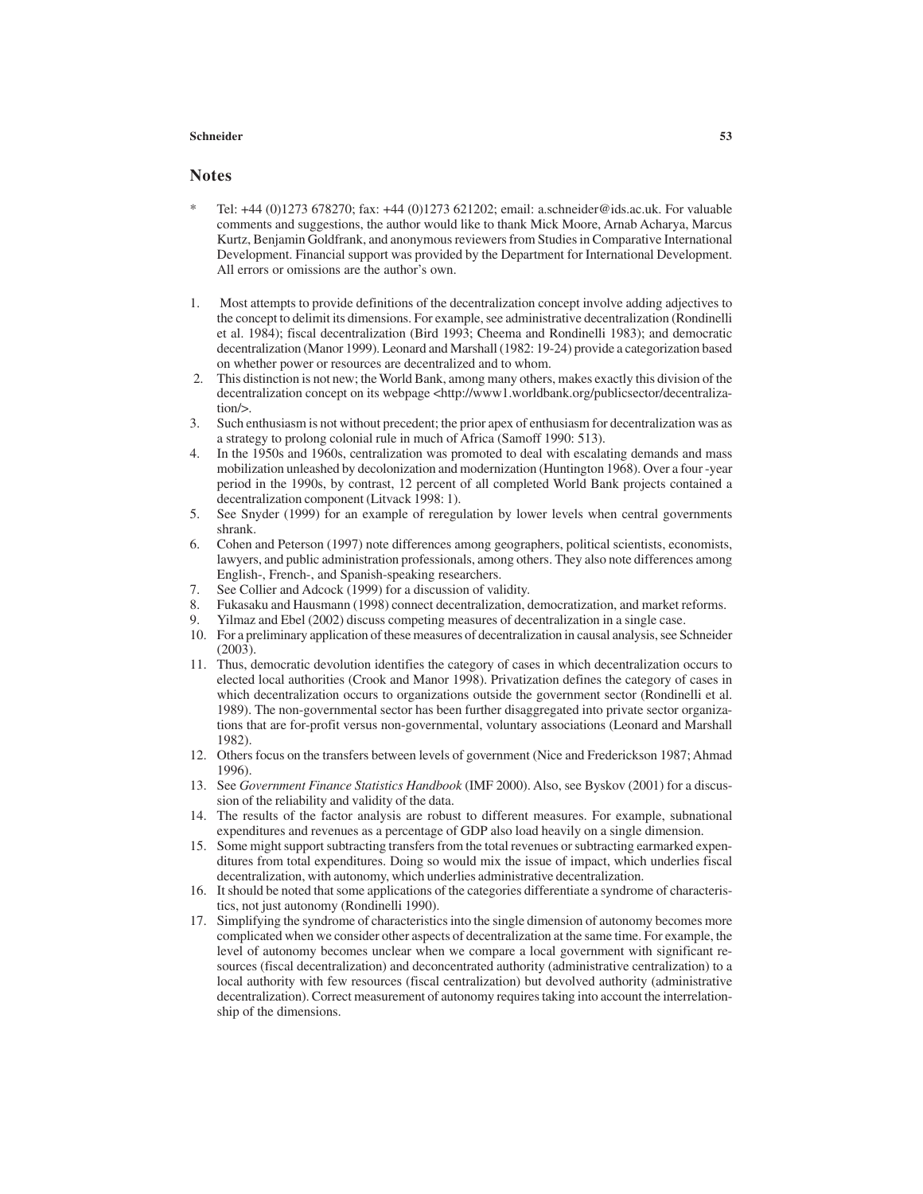## Notes

\* Tel: +44 (0)1273 678270; fax: +44 (0)1273 621202; email: a.schneider@ids.ac.uk. For valuable comments and suggestions, the author would like to thank Mick Moore, Arnab Acharya, Marcus Kurtz, Benjamin Goldfrank, and anonymous reviewers from Studies in Comparative International Development. Financial support was provided by the Department for International Development. All errors or omissions are the author's own.

1. Most attempts to provide definitions of the decentralization concept involve adding adjectives to the concept to delimit its dimensions. For example, see administrative decentralization (Rondinelli et al. 1984); fiscal decentralization (Bird 1993; Cheema and Rondinelli 1983); and democratic decentralization (Manor 1999). Leonard and Marshall (1982: 19-24) provide a categorization based on whether power or resources are decentralized and to whom.
2. This distinction is not new; the World Bank, among many others, makes exactly this division of the decentralization concept on its webpage <http://www1.worldbank.org/publicsector/decentralization/>.
3. Such enthusiasm is not without precedent; the prior apex of enthusiasm for decentralization was as a strategy to prolong colonial rule in much of Africa (Samoff 1990: 513).
4. In the 1950s and 1960s, centralization was promoted to deal with escalating demands and mass mobilization unleashed by decolonization and modernization (Huntington 1968). Over a four -year period in the 1990s, by contrast, 12 percent of all completed World Bank projects contained a decentralization component (Litvack 1998: 1).
5. See Snyder (1999) for an example of reregulation by lower levels when central governments shrank.
6. Cohen and Peterson (1997) note differences among geographers, political scientists, economists, lawyers, and public administration professionals, among others. They also note differences among English-, French-, and Spanish-speaking researchers.
7. See Collier and Adcock (1999) for a discussion of validity.
8. Fukasaku and Hausmann (1998) connect decentralization, democratization, and market reforms.
9. Yilmaz and Ebel (2002) discuss competing measures of decentralization in a single case.
10. For a preliminary application of these measures of decentralization in causal analysis, see Schneider (2003).
11. Thus, democratic devolution identifies the category of cases in which decentralization occurs to elected local authorities (Crook and Manor 1998). Privatization defines the category of cases in which decentralization occurs to organizations outside the government sector (Rondinelli et al. 1989). The non-governmental sector has been further disaggregated into private sector organizations that are for-profit versus non-governmental, voluntary associations (Leonard and Marshall 1982).
12. Others focus on the transfers between levels of government (Nice and Frederickson 1987; Ahmad 1996).
13. See *Government Finance Statistics Handbook* (IMF 2000). Also, see Byskov (2001) for a discussion of the reliability and validity of the data.
14. The results of the factor analysis are robust to different measures. For example, subnational expenditures and revenues as a percentage of GDP also load heavily on a single dimension.
15. Some might support subtracting transfers from the total revenues or subtracting earmarked expenditures from total expenditures. Doing so would mix the issue of impact, which underlies fiscal decentralization, with autonomy, which underlies administrative decentralization.
16. It should be noted that some applications of the categories differentiate a syndrome of characteristics, not just autonomy (Rondinelli 1990).
17. Simplifying the syndrome of characteristics into the single dimension of autonomy becomes more complicated when we consider other aspects of decentralization at the same time. For example, the level of autonomy becomes unclear when we compare a local government with significant resources (fiscal decentralization) and deconcentrated authority (administrative centralization) to a local authority with few resources (fiscal centralization) but devolved authority (administrative decentralization). Correct measurement of autonomy requires taking into account the interrelationship of the dimensions.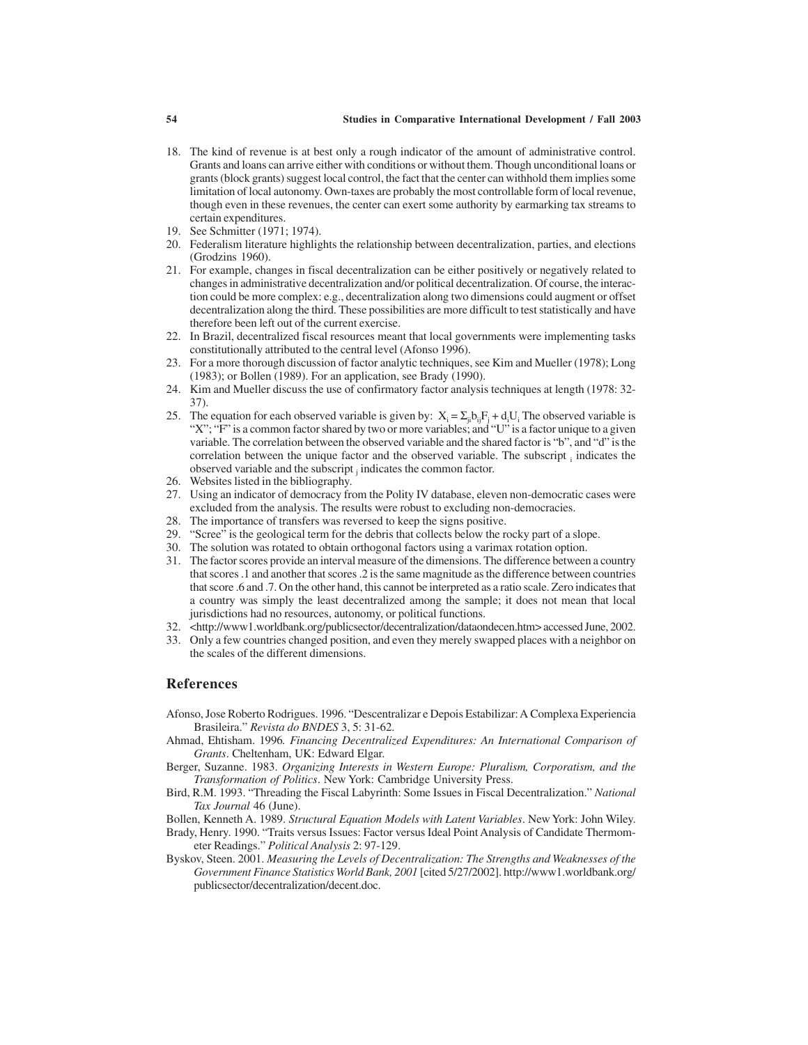18. The kind of revenue is at best only a rough indicator of the amount of administrative control. Grants and loans can arrive either with conditions or without them. Though unconditional loans or grants (block grants) suggest local control, the fact that the center can withhold them implies some limitation of local autonomy. Own-taxes are probably the most controllable form of local revenue, though even in these revenues, the center can exert some authority by earmarking tax streams to certain expenditures.
19. See Schmitter (1971; 1974).
20. Federalism literature highlights the relationship between decentralization, parties, and elections (Grodzins 1960).
21. For example, changes in fiscal decentralization can be either positively or negatively related to changes in administrative decentralization and/or political decentralization. Of course, the interaction could be more complex: e.g., decentralization along two dimensions could augment or offset decentralization along the third. These possibilities are more difficult to test statistically and have therefore been left out of the current exercise.
22. In Brazil, decentralized fiscal resources meant that local governments were implementing tasks constitutionally attributed to the central level (Afonso 1996).
23. For a more thorough discussion of factor analytic techniques, see Kim and Mueller (1978); Long (1983); or Bollen (1989). For an application, see Brady (1990).
24. Kim and Mueller discuss the use of confirmatory factor analysis techniques at length (1978: 32-37).
25. The equation for each observed variable is given by: $X_i = \Sigma_{ji} b_{ij} F_j + d_i U_i$ The observed variable is "X"; "F" is a common factor shared by two or more variables; and "U" is a factor unique to a given variable. The correlation between the observed variable and the shared factor is "b", and "d" is the correlation between the unique factor and the observed variable. The subscript $_i$ indicates the observed variable and the subscript $_j$ indicates the common factor.
26. Websites listed in the bibliography.
27. Using an indicator of democracy from the Polity IV database, eleven non-democratic cases were excluded from the analysis. The results were robust to excluding non-democracies.
28. The importance of transfers was reversed to keep the signs positive.
29. "Scree" is the geological term for the debris that collects below the rocky part of a slope.
30. The solution was rotated to obtain orthogonal factors using a varimax rotation option.
31. The factor scores provide an interval measure of the dimensions. The difference between a country that scores .1 and another that scores .2 is the same magnitude as the difference between countries that score .6 and .7. On the other hand, this cannot be interpreted as a ratio scale. Zero indicates that a country was simply the least decentralized among the sample; it does not mean that local jurisdictions had no resources, autonomy, or political functions.
32. <http://www1.worldbank.org/publicsector/decentralization/dataondecen.htm> accessed June, 2002.
33. Only a few countries changed position, and even they merely swapped places with a neighbor on the scales of the different dimensions.

## References

Afonso, Jose Roberto Rodrigues. 1996. "Descentralizar e Depois Estabilizar: A Complexa Experiencia Brasileira." *Revista do BNDES* 3, 5: 31-62.

Ahmad, Ehtisham. 1996. *Financing Decentralized Expenditures: An International Comparison of Grants*. Cheltenham, UK: Edward Elgar.

Berger, Suzanne. 1983. *Organizing Interests in Western Europe: Pluralism, Corporatism, and the Transformation of Politics*. New York: Cambridge University Press.

Bird, R.M. 1993. "Threading the Fiscal Labyrinth: Some Issues in Fiscal Decentralization." *National Tax Journal* 46 (June).

Bollen, Kenneth A. 1989. *Structural Equation Models with Latent Variables*. New York: John Wiley.

Brady, Henry. 1990. "Traits versus Issues: Factor versus Ideal Point Analysis of Candidate Thermometer Readings." *Political Analysis* 2: 97-129.

Byskov, Steen. 2001. *Measuring the Levels of Decentralization: The Strengths and Weaknesses of the Government Finance Statistics World Bank, 2001* [cited 5/27/2002]. http://www1.worldbank.org/publicsector/decentralization/decent.doc.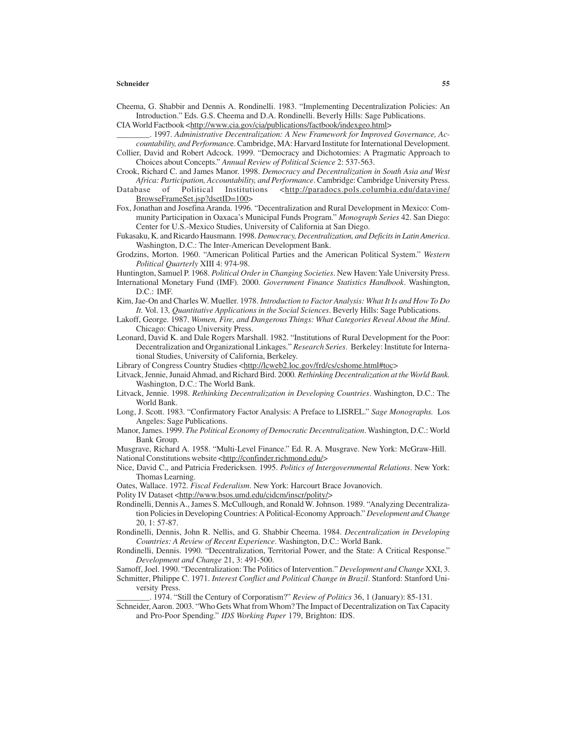Cheema, G. Shabbir and Dennis A. Rondinelli. 1983. "Implementing Decentralization Policies: An Introduction." Eds. G.S. Cheema and D.A. Rondinelli. Beverly Hills: Sage Publications.

CIA World Factbook <http://www.cia.gov/cia/publications/factbook/indexgeo.html>

________. 1997. *Administrative Decentralization: A New Framework for Improved Governance, Accountability, and Performance*. Cambridge, MA: Harvard Institute for International Development.

Collier, David and Robert Adcock. 1999. "Democracy and Dichotomies: A Pragmatic Approach to Choices about Concepts." *Annual Review of Political Science* 2: 537-563.

Crook, Richard C. and James Manor. 1998. *Democracy and Decentralization in South Asia and West Africa: Participation, Accountability, and Performance*. Cambridge: Cambridge University Press.

Database of Political Institutions <http://paradocs.pols.columbia.edu/datavine/BrowseFrameSet.jsp?dsetID=100>

Fox, Jonathan and Josefina Aranda. 1996. "Decentralization and Rural Development in Mexico: Community Participation in Oaxaca's Municipal Funds Program." *Monograph Series* 42. San Diego: Center for U.S.-Mexico Studies, University of California at San Diego.

Fukasaku, K. and Ricardo Hausmann. 1998. *Democracy, Decentralization, and Deficits in Latin America*. Washington, D.C.: The Inter-American Development Bank.

Grodzins, Morton. 1960. "American Political Parties and the American Political System." *Western Political Quarterly* XIII 4: 974-98.

Huntington, Samuel P. 1968. *Political Order in Changing Societies*. New Haven: Yale University Press.

International Monetary Fund (IMF). 2000. *Government Finance Statistics Handbook*. Washington, D.C.: IMF.

Kim, Jae-On and Charles W. Mueller. 1978. *Introduction to Factor Analysis: What It Is and How To Do It.* Vol. 13*, Quantitative Applications in the Social Sciences*. Beverly Hills: Sage Publications.

Lakoff, George. 1987. *Women, Fire, and Dangerous Things: What Categories Reveal About the Mind*. Chicago: Chicago University Press.

Leonard, David K. and Dale Rogers Marshall. 1982. "Institutions of Rural Development for the Poor: Decentralization and Organizational Linkages." *Research Series*. Berkeley: Institute for International Studies, University of California, Berkeley.

Library of Congress Country Studies <http://lcweb2.loc.gov/frd/cs/cshome.html#toc>

Litvack, Jennie, Junaid Ahmad, and Richard Bird. 2000*. Rethinking Decentralization at the World Bank.* Washington, D.C.: The World Bank.

Litvack, Jennie. 1998. *Rethinking Decentralization in Developing Countries*. Washington, D.C.: The World Bank.

Long, J. Scott. 1983. "Confirmatory Factor Analysis: A Preface to LISREL." *Sage Monographs.* Los Angeles: Sage Publications.

Manor, James. 1999. *The Political Economy of Democratic Decentralization*. Washington, D.C.: World Bank Group.

Musgrave, Richard A. 1958. "Multi-Level Finance." Ed. R. A. Musgrave. New York: McGraw-Hill.

National Constitutions website <http://confinder.richmond.edu/>

Nice, David C., and Patricia Fredericksen. 1995. *Politics of Intergovernmental Relations*. New York: Thomas Learning.

Oates, Wallace. 1972. *Fiscal Federalism*. New York: Harcourt Brace Jovanovich.

Polity IV Dataset <http://www.bsos.umd.edu/cidcm/inscr/polity/>

Rondinelli, Dennis A., James S. McCullough, and Ronald W. Johnson. 1989. "Analyzing Decentralization Policies in Developing Countries: A Political-Economy Approach." *Development and Change* 20, 1: 57-87.

Rondinelli, Dennis, John R. Nellis, and G. Shabbir Cheema. 1984. *Decentralization in Developing Countries: A Review of Recent Experience*. Washington, D.C.: World Bank.

Rondinelli, Dennis. 1990. "Decentralization, Territorial Power, and the State: A Critical Response." *Development and Change* 21, 3: 491-500.

Samoff, Joel. 1990. "Decentralization: The Politics of Intervention." *Development and Change* XXI, 3.

Schmitter, Philippe C. 1971. *Interest Conflict and Political Change in Brazil*. Stanford: Stanford University Press.

________. 1974. "Still the Century of Corporatism?" *Review of Politics* 36, 1 (January): 85-131.

Schneider, Aaron. 2003. "Who Gets What from Whom? The Impact of Decentralization on Tax Capacity and Pro-Poor Spending." *IDS Working Paper* 179, Brighton: IDS.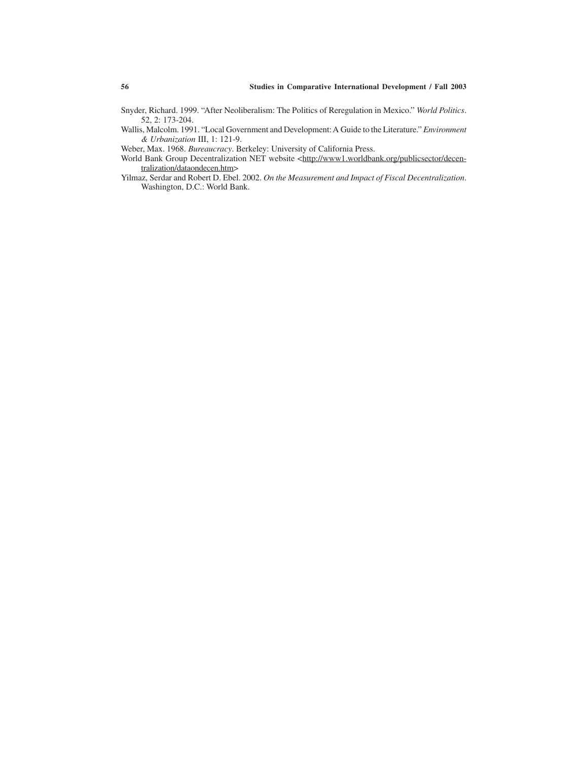Snyder, Richard. 1999. "After Neoliberalism: The Politics of Reregulation in Mexico." *World Politics*. 52, 2: 173-204.

Wallis, Malcolm. 1991. "Local Government and Development: A Guide to the Literature." *Environment & Urbanization* III, 1: 121-9.

Weber, Max. 1968. *Bureaucracy*. Berkeley: University of California Press.

World Bank Group Decentralization NET website <http://www1.worldbank.org/publicsector/decentralization/dataondecen.htm>

Yilmaz, Serdar and Robert D. Ebel. 2002. *On the Measurement and Impact of Fiscal Decentralization*. Washington, D.C.: World Bank.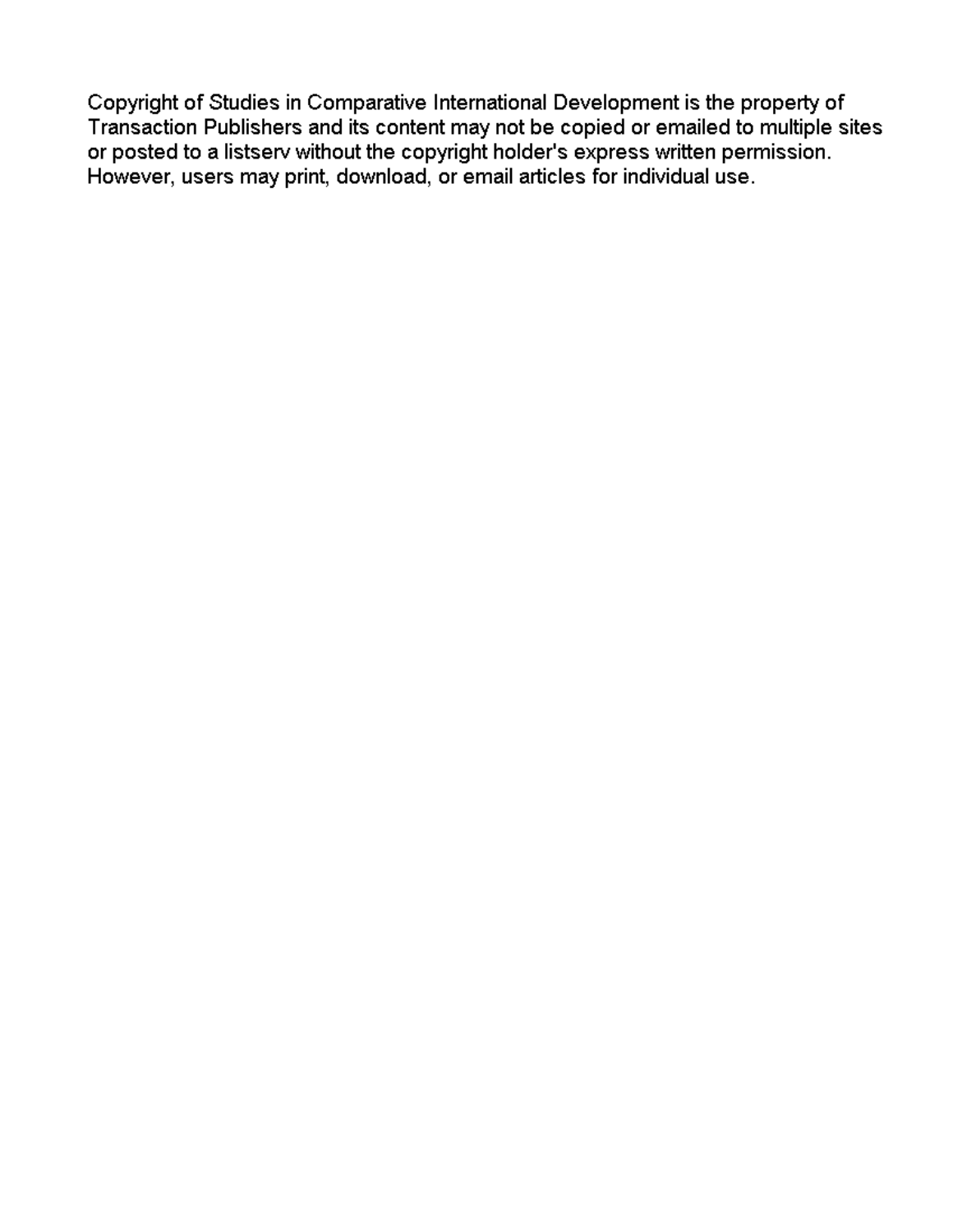Copyright of Studies in Comparative International Development is the property of Transaction Publishers and its content may not be copied or emailed to multiple sites or posted to a listserv without the copyright holder's express written permission. However, users may print, download, or email articles for individual use.